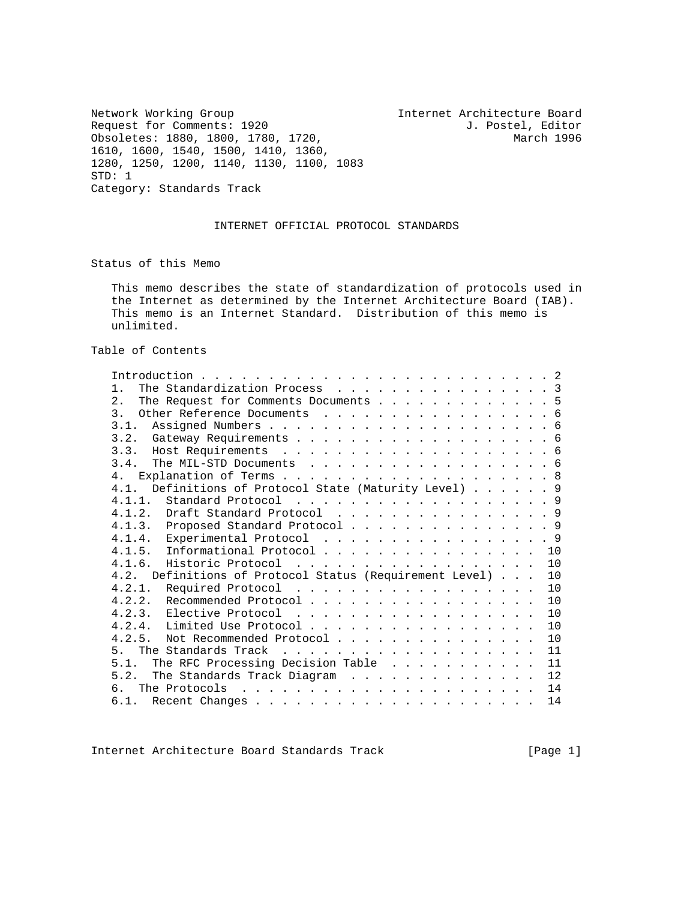Network Working Group                                    Internet Architecture Board
Request for Comments: 1920                                         J. Postel, Editor
Obsoletes: 1880, 1800, 1780, 1720,                                        March 1996
1610, 1600, 1540, 1500, 1410, 1360,
1280, 1250, 1200, 1140, 1130, 1100, 1083
STD: 1
Category: Standards Track

# INTERNET OFFICIAL PROTOCOL STANDARDS

## Status of this Memo

This memo describes the state of standardization of protocols used in the Internet as determined by the Internet Architecture Board (IAB). This memo is an Internet Standard. Distribution of this memo is unlimited.

## Table of Contents

```
Introduction . . . . . . . . . . . . . . . . . . . . . . . . . . 2
1.  The Standardization Process  . . . . . . . . . . . . . . . . 3
2.  The Request for Comments Documents . . . . . . . . . . . . . 5
3.  Other Reference Documents  . . . . . . . . . . . . . . . . . 6
3.1.  Assigned Numbers . . . . . . . . . . . . . . . . . . . . . 6
3.2.  Gateway Requirements . . . . . . . . . . . . . . . . . . . 6
3.3.  Host Requirements  . . . . . . . . . . . . . . . . . . . . 6
3.4.  The MIL-STD Documents  . . . . . . . . . . . . . . . . . . 6
4.  Explanation of Terms . . . . . . . . . . . . . . . . . . . . 8
4.1.  Definitions of Protocol State (Maturity Level) . . . . . . 9
4.1.1.  Standard Protocol  . . . . . . . . . . . . . . . . . . . 9
4.1.2.  Draft Standard Protocol  . . . . . . . . . . . . . . . . 9
4.1.3.  Proposed Standard Protocol . . . . . . . . . . . . . . . 9
4.1.4.  Experimental Protocol  . . . . . . . . . . . . . . . . . 9
4.1.5.  Informational Protocol . . . . . . . . . . . . . . . .  10
4.1.6.  Historic Protocol  . . . . . . . . . . . . . . . . . .  10
4.2.  Definitions of Protocol Status (Requirement Level) . . .  10
4.2.1.  Required Protocol  . . . . . . . . . . . . . . . . . .  10
4.2.2.  Recommended Protocol . . . . . . . . . . . . . . . . .  10
4.2.3.  Elective Protocol  . . . . . . . . . . . . . . . . . .  10
4.2.4.  Limited Use Protocol . . . . . . . . . . . . . . . . .  10
4.2.5.  Not Recommended Protocol . . . . . . . . . . . . . . .  10
5.  The Standards Track  . . . . . . . . . . . . . . . . . . .  11
5.1.  The RFC Processing Decision Table  . . . . . . . . . . .  11
5.2.  The Standards Track Diagram  . . . . . . . . . . . . . .  12
6.  The Protocols  . . . . . . . . . . . . . . . . . . . . . .  14
6.1.  Recent Changes . . . . . . . . . . . . . . . . . . . . .  14
```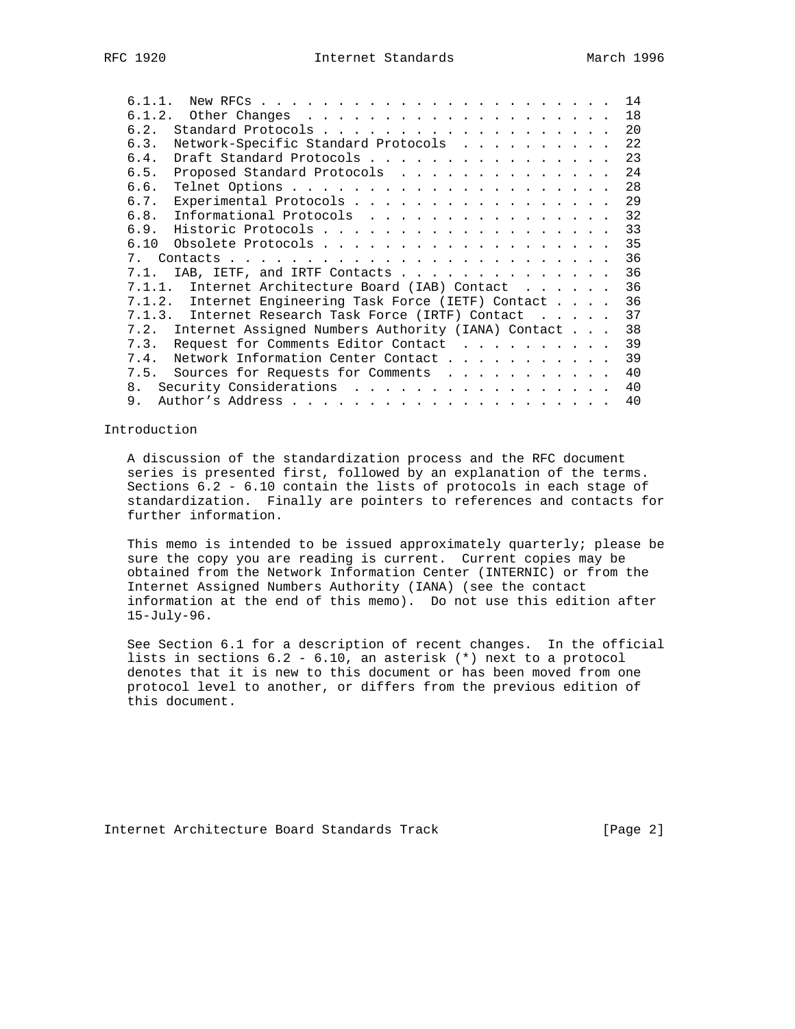```
6.1.1.  New RFCs . . . . . . . . . . . . . . . . . . . . . . . 14
6.1.2.  Other Changes  . . . . . . . . . . . . . . . . . . . . 18
6.2.  Standard Protocols . . . . . . . . . . . . . . . . . . . 20
6.3.  Network-Specific Standard Protocols  . . . . . . . . . . 22
6.4.  Draft Standard Protocols . . . . . . . . . . . . . . . . 23
6.5.  Proposed Standard Protocols  . . . . . . . . . . . . . . 24
6.6.  Telnet Options . . . . . . . . . . . . . . . . . . . . . 28
6.7.  Experimental Protocols . . . . . . . . . . . . . . . . . 29
6.8.  Informational Protocols  . . . . . . . . . . . . . . . . 32
6.9.  Historic Protocols . . . . . . . . . . . . . . . . . . . 33
6.10  Obsolete Protocols . . . . . . . . . . . . . . . . . . . 35
7.  Contacts . . . . . . . . . . . . . . . . . . . . . . . . . 36
7.1.  IAB, IETF, and IRTF Contacts . . . . . . . . . . . . . . 36
7.1.1.  Internet Architecture Board (IAB) Contact  . . . . . . 36
7.1.2.  Internet Engineering Task Force (IETF) Contact . . . . 36
7.1.3.  Internet Research Task Force (IRTF) Contact  . . . . . 37
7.2.  Internet Assigned Numbers Authority (IANA) Contact . . . 38
7.3.  Request for Comments Editor Contact  . . . . . . . . . . 39
7.4.  Network Information Center Contact . . . . . . . . . . . 39
7.5.  Sources for Requests for Comments  . . . . . . . . . . . 40
8.  Security Considerations  . . . . . . . . . . . . . . . . . 40
9.  Author's Address . . . . . . . . . . . . . . . . . . . . . 40
```

## Introduction

A discussion of the standardization process and the RFC document series is presented first, followed by an explanation of the terms. Sections 6.2 - 6.10 contain the lists of protocols in each stage of standardization. Finally are pointers to references and contacts for further information.

This memo is intended to be issued approximately quarterly; please be sure the copy you are reading is current. Current copies may be obtained from the Network Information Center (INTERNIC) or from the Internet Assigned Numbers Authority (IANA) (see the contact information at the end of this memo). Do not use this edition after 15-July-96.

See Section 6.1 for a description of recent changes. In the official lists in sections 6.2 - 6.10, an asterisk (*) next to a protocol denotes that it is new to this document or has been moved from one protocol level to another, or differs from the previous edition of this document.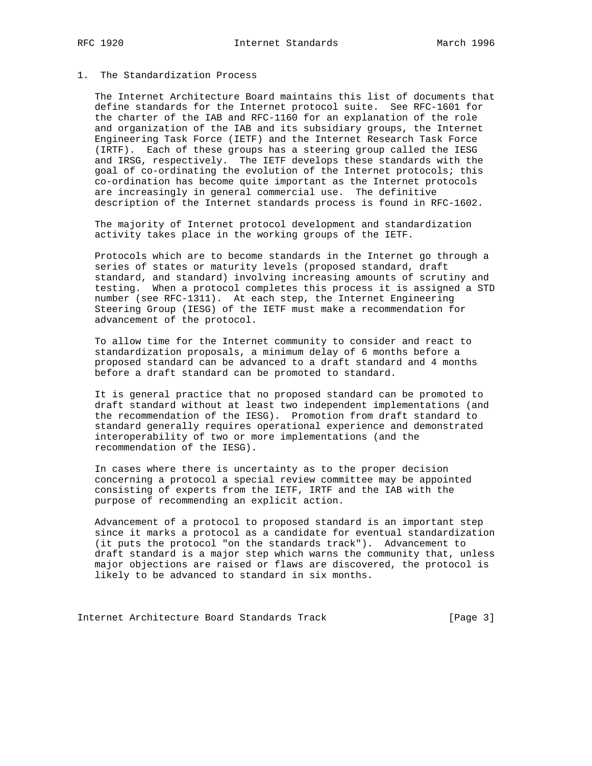## 1. The Standardization Process

The Internet Architecture Board maintains this list of documents that define standards for the Internet protocol suite. See RFC-1601 for the charter of the IAB and RFC-1160 for an explanation of the role and organization of the IAB and its subsidiary groups, the Internet Engineering Task Force (IETF) and the Internet Research Task Force (IRTF). Each of these groups has a steering group called the IESG and IRSG, respectively. The IETF develops these standards with the goal of co-ordinating the evolution of the Internet protocols; this co-ordination has become quite important as the Internet protocols are increasingly in general commercial use. The definitive description of the Internet standards process is found in RFC-1602.

The majority of Internet protocol development and standardization activity takes place in the working groups of the IETF.

Protocols which are to become standards in the Internet go through a series of states or maturity levels (proposed standard, draft standard, and standard) involving increasing amounts of scrutiny and testing. When a protocol completes this process it is assigned a STD number (see RFC-1311). At each step, the Internet Engineering Steering Group (IESG) of the IETF must make a recommendation for advancement of the protocol.

To allow time for the Internet community to consider and react to standardization proposals, a minimum delay of 6 months before a proposed standard can be advanced to a draft standard and 4 months before a draft standard can be promoted to standard.

It is general practice that no proposed standard can be promoted to draft standard without at least two independent implementations (and the recommendation of the IESG). Promotion from draft standard to standard generally requires operational experience and demonstrated interoperability of two or more implementations (and the recommendation of the IESG).

In cases where there is uncertainty as to the proper decision concerning a protocol a special review committee may be appointed consisting of experts from the IETF, IRTF and the IAB with the purpose of recommending an explicit action.

Advancement of a protocol to proposed standard is an important step since it marks a protocol as a candidate for eventual standardization (it puts the protocol "on the standards track"). Advancement to draft standard is a major step which warns the community that, unless major objections are raised or flaws are discovered, the protocol is likely to be advanced to standard in six months.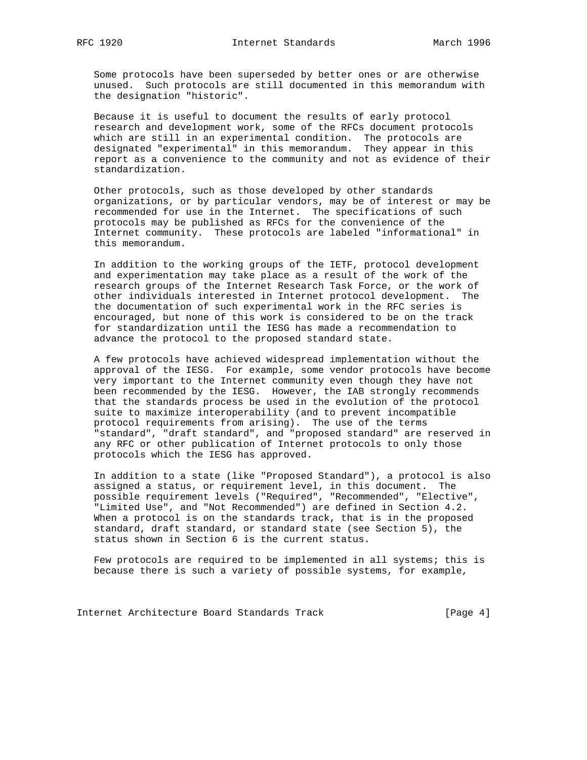Some protocols have been superseded by better ones or are otherwise unused. Such protocols are still documented in this memorandum with the designation "historic".

Because it is useful to document the results of early protocol research and development work, some of the RFCs document protocols which are still in an experimental condition. The protocols are designated "experimental" in this memorandum. They appear in this report as a convenience to the community and not as evidence of their standardization.

Other protocols, such as those developed by other standards organizations, or by particular vendors, may be of interest or may be recommended for use in the Internet. The specifications of such protocols may be published as RFCs for the convenience of the Internet community. These protocols are labeled "informational" in this memorandum.

In addition to the working groups of the IETF, protocol development and experimentation may take place as a result of the work of the research groups of the Internet Research Task Force, or the work of other individuals interested in Internet protocol development. The the documentation of such experimental work in the RFC series is encouraged, but none of this work is considered to be on the track for standardization until the IESG has made a recommendation to advance the protocol to the proposed standard state.

A few protocols have achieved widespread implementation without the approval of the IESG. For example, some vendor protocols have become very important to the Internet community even though they have not been recommended by the IESG. However, the IAB strongly recommends that the standards process be used in the evolution of the protocol suite to maximize interoperability (and to prevent incompatible protocol requirements from arising). The use of the terms "standard", "draft standard", and "proposed standard" are reserved in any RFC or other publication of Internet protocols to only those protocols which the IESG has approved.

In addition to a state (like "Proposed Standard"), a protocol is also assigned a status, or requirement level, in this document. The possible requirement levels ("Required", "Recommended", "Elective", "Limited Use", and "Not Recommended") are defined in Section 4.2. When a protocol is on the standards track, that is in the proposed standard, draft standard, or standard state (see Section 5), the status shown in Section 6 is the current status.

Few protocols are required to be implemented in all systems; this is because there is such a variety of possible systems, for example,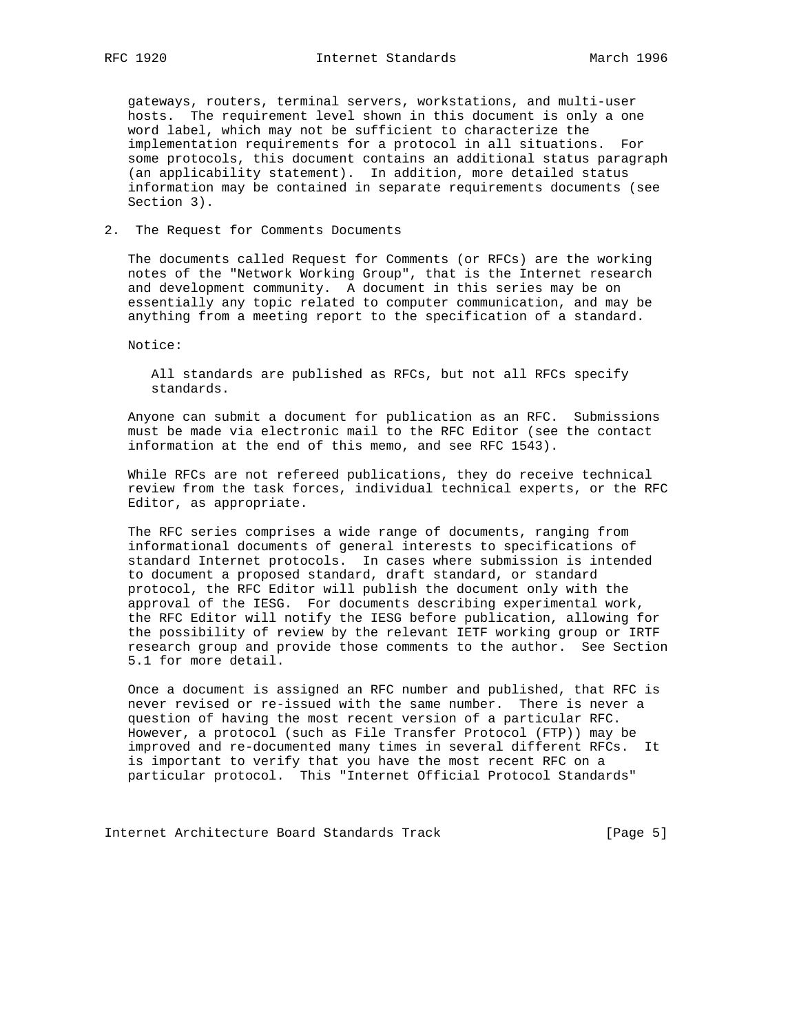gateways, routers, terminal servers, workstations, and multi-user hosts. The requirement level shown in this document is only a one word label, which may not be sufficient to characterize the implementation requirements for a protocol in all situations. For some protocols, this document contains an additional status paragraph (an applicability statement). In addition, more detailed status information may be contained in separate requirements documents (see Section 3).

## 2. The Request for Comments Documents

The documents called Request for Comments (or RFCs) are the working notes of the "Network Working Group", that is the Internet research and development community. A document in this series may be on essentially any topic related to computer communication, and may be anything from a meeting report to the specification of a standard.

Notice:

> All standards are published as RFCs, but not all RFCs specify standards.

Anyone can submit a document for publication as an RFC. Submissions must be made via electronic mail to the RFC Editor (see the contact information at the end of this memo, and see RFC 1543).

While RFCs are not refereed publications, they do receive technical review from the task forces, individual technical experts, or the RFC Editor, as appropriate.

The RFC series comprises a wide range of documents, ranging from informational documents of general interests to specifications of standard Internet protocols. In cases where submission is intended to document a proposed standard, draft standard, or standard protocol, the RFC Editor will publish the document only with the approval of the IESG. For documents describing experimental work, the RFC Editor will notify the IESG before publication, allowing for the possibility of review by the relevant IETF working group or IRTF research group and provide those comments to the author. See Section 5.1 for more detail.

Once a document is assigned an RFC number and published, that RFC is never revised or re-issued with the same number. There is never a question of having the most recent version of a particular RFC. However, a protocol (such as File Transfer Protocol (FTP)) may be improved and re-documented many times in several different RFCs. It is important to verify that you have the most recent RFC on a particular protocol. This "Internet Official Protocol Standards"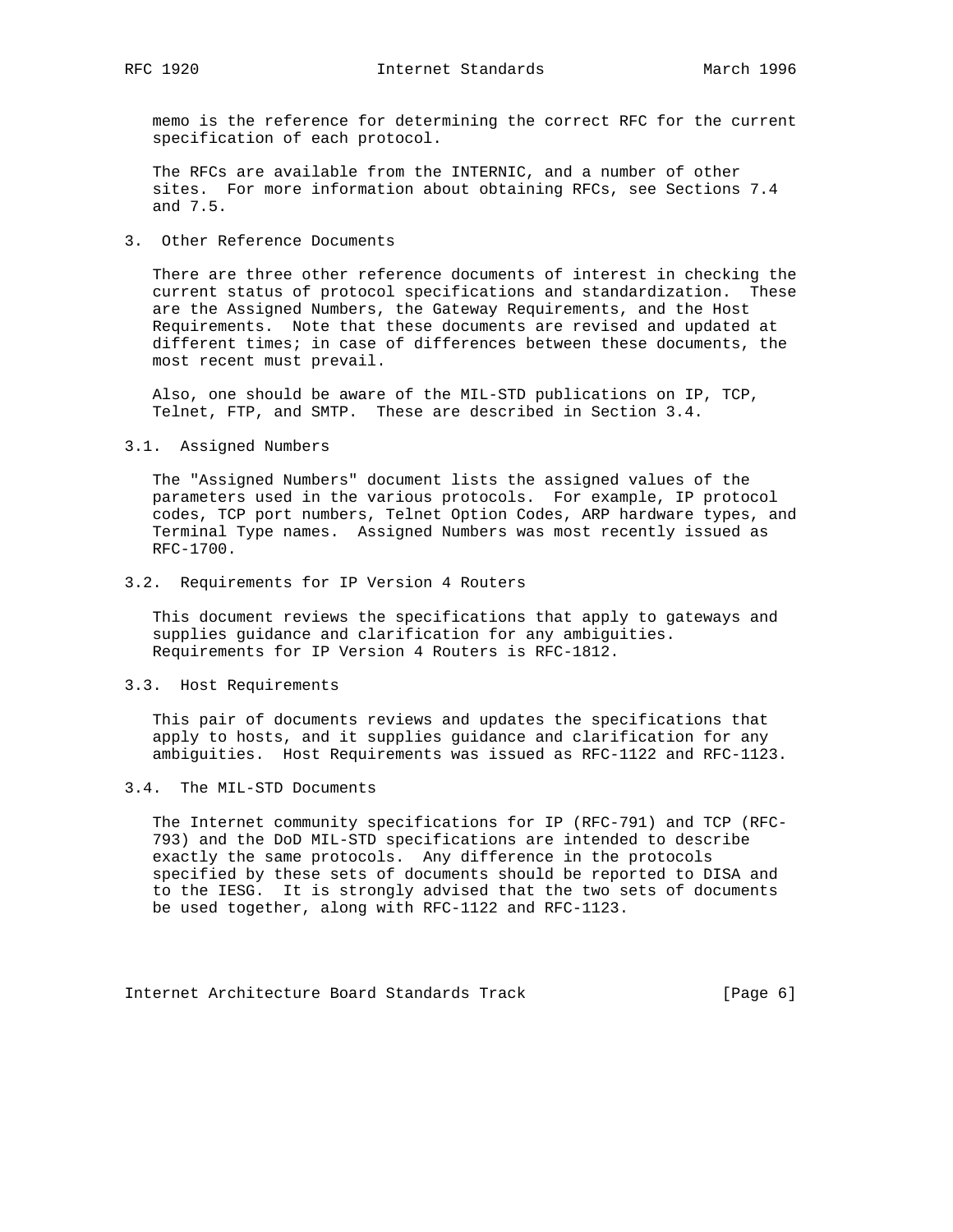memo is the reference for determining the correct RFC for the current specification of each protocol.

The RFCs are available from the INTERNIC, and a number of other sites. For more information about obtaining RFCs, see Sections 7.4 and 7.5.

## 3. Other Reference Documents

There are three other reference documents of interest in checking the current status of protocol specifications and standardization. These are the Assigned Numbers, the Gateway Requirements, and the Host Requirements. Note that these documents are revised and updated at different times; in case of differences between these documents, the most recent must prevail.

Also, one should be aware of the MIL-STD publications on IP, TCP, Telnet, FTP, and SMTP. These are described in Section 3.4.

### 3.1. Assigned Numbers

The "Assigned Numbers" document lists the assigned values of the parameters used in the various protocols. For example, IP protocol codes, TCP port numbers, Telnet Option Codes, ARP hardware types, and Terminal Type names. Assigned Numbers was most recently issued as RFC-1700.

### 3.2. Requirements for IP Version 4 Routers

This document reviews the specifications that apply to gateways and supplies guidance and clarification for any ambiguities. Requirements for IP Version 4 Routers is RFC-1812.

### 3.3. Host Requirements

This pair of documents reviews and updates the specifications that apply to hosts, and it supplies guidance and clarification for any ambiguities. Host Requirements was issued as RFC-1122 and RFC-1123.

### 3.4. The MIL-STD Documents

The Internet community specifications for IP (RFC-791) and TCP (RFC-793) and the DoD MIL-STD specifications are intended to describe exactly the same protocols. Any difference in the protocols specified by these sets of documents should be reported to DISA and to the IESG. It is strongly advised that the two sets of documents be used together, along with RFC-1122 and RFC-1123.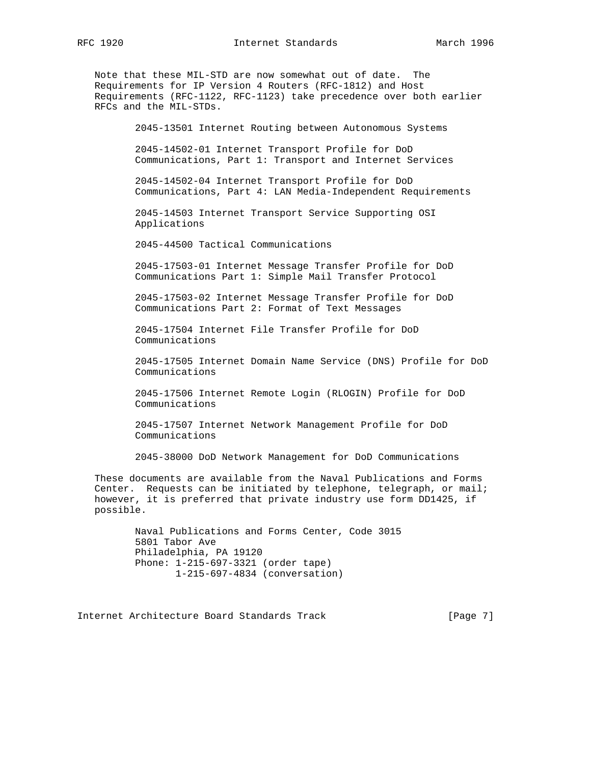Note that these MIL-STD are now somewhat out of date. The Requirements for IP Version 4 Routers (RFC-1812) and Host Requirements (RFC-1122, RFC-1123) take precedence over both earlier RFCs and the MIL-STDs.

2045-13501 Internet Routing between Autonomous Systems

2045-14502-01 Internet Transport Profile for DoD Communications, Part 1: Transport and Internet Services

2045-14502-04 Internet Transport Profile for DoD Communications, Part 4: LAN Media-Independent Requirements

2045-14503 Internet Transport Service Supporting OSI Applications

2045-44500 Tactical Communications

2045-17503-01 Internet Message Transfer Profile for DoD Communications Part 1: Simple Mail Transfer Protocol

2045-17503-02 Internet Message Transfer Profile for DoD Communications Part 2: Format of Text Messages

2045-17504 Internet File Transfer Profile for DoD Communications

2045-17505 Internet Domain Name Service (DNS) Profile for DoD Communications

2045-17506 Internet Remote Login (RLOGIN) Profile for DoD Communications

2045-17507 Internet Network Management Profile for DoD Communications

2045-38000 DoD Network Management for DoD Communications

These documents are available from the Naval Publications and Forms Center. Requests can be initiated by telephone, telegraph, or mail; however, it is preferred that private industry use form DD1425, if possible.

```
Naval Publications and Forms Center, Code 3015
5801 Tabor Ave
Philadelphia, PA 19120
Phone: 1-215-697-3321 (order tape)
       1-215-697-4834 (conversation)
```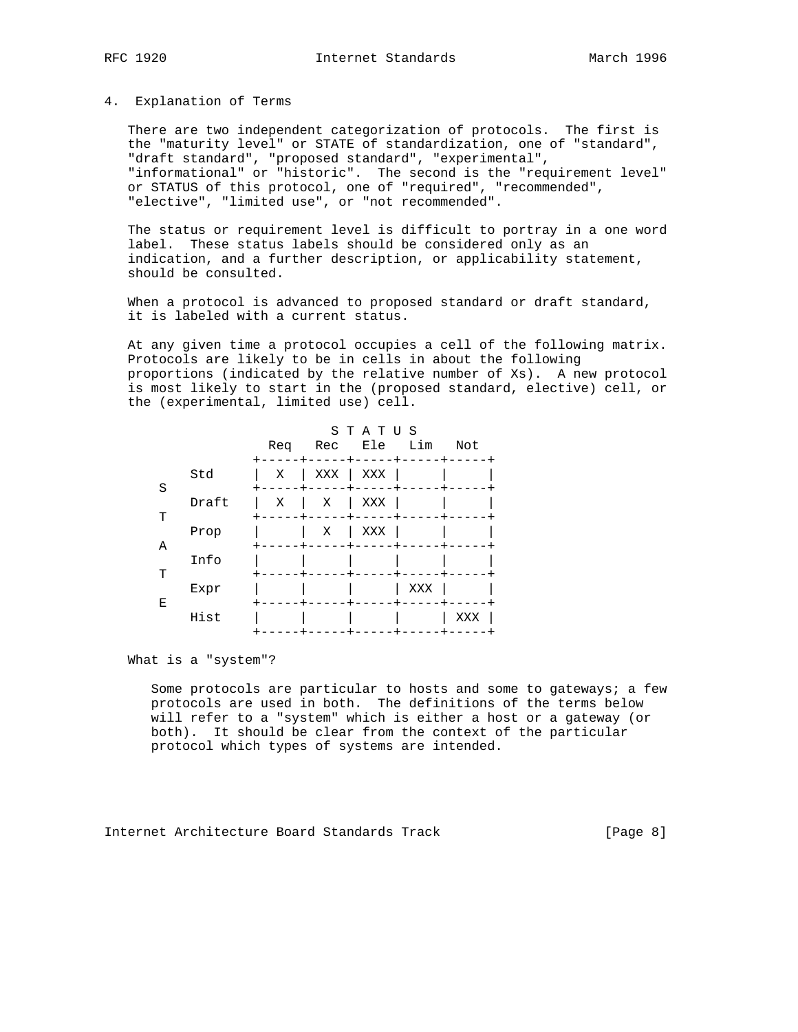## 4. Explanation of Terms

There are two independent categorization of protocols. The first is the "maturity level" or STATE of standardization, one of "standard", "draft standard", "proposed standard", "experimental", "informational" or "historic". The second is the "requirement level" or STATUS of this protocol, one of "required", "recommended", "elective", "limited use", or "not recommended".

The status or requirement level is difficult to portray in a one word label. These status labels should be considered only as an indication, and a further description, or applicability statement, should be consulted.

When a protocol is advanced to proposed standard or draft standard, it is labeled with a current status.

At any given time a protocol occupies a cell of the following matrix. Protocols are likely to be in cells in about the following proportions (indicated by the relative number of Xs). A new protocol is most likely to start in the (proposed standard, elective) cell, or the (experimental, limited use) cell.

```
                          S T A T U S
                     Req   Rec   Ele   Lim   Not
                   +-----+-----+-----+-----+-----+
           Std     |  X  | XXX | XXX |     |     |
       S           +-----+-----+-----+-----+-----+
           Draft   |  X  |  X  | XXX |     |     |
       T           +-----+-----+-----+-----+-----+
           Prop    |     |  X  | XXX |     |     |
       A           +-----+-----+-----+-----+-----+
           Info    |     |     |     |     |     |
       T           +-----+-----+-----+-----+-----+
           Expr    |     |     |     | XXX |     |
       E           +-----+-----+-----+-----+-----+
           Hist    |     |     |     |     | XXX |
                   +-----+-----+-----+-----+-----+
```

What is a "system"?

Some protocols are particular to hosts and some to gateways; a few protocols are used in both. The definitions of the terms below will refer to a "system" which is either a host or a gateway (or both). It should be clear from the context of the particular protocol which types of systems are intended.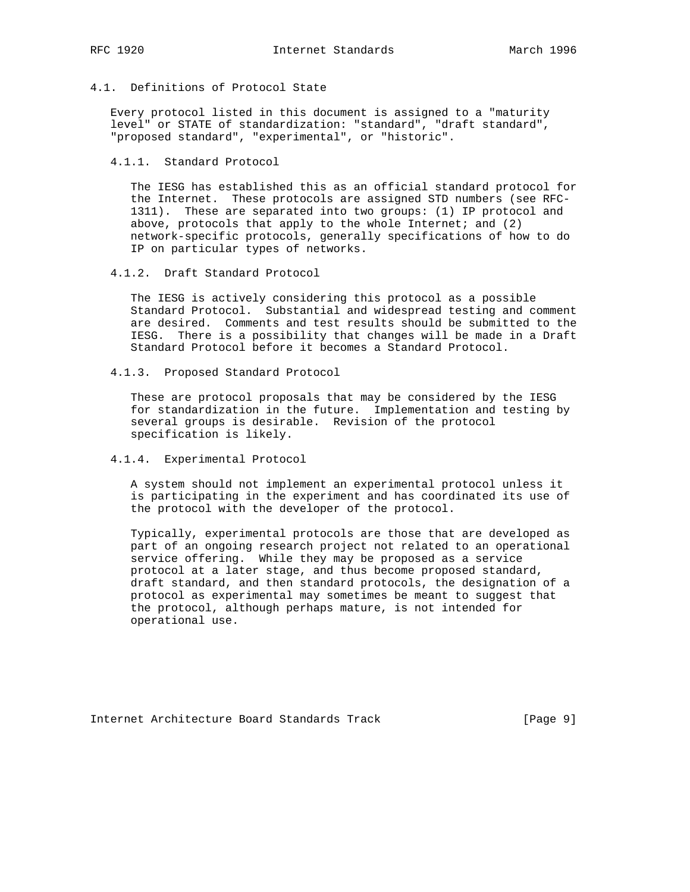## 4.1. Definitions of Protocol State

Every protocol listed in this document is assigned to a "maturity level" or STATE of standardization: "standard", "draft standard", "proposed standard", "experimental", or "historic".

### 4.1.1. Standard Protocol

The IESG has established this as an official standard protocol for the Internet. These protocols are assigned STD numbers (see RFC-1311). These are separated into two groups: (1) IP protocol and above, protocols that apply to the whole Internet; and (2) network-specific protocols, generally specifications of how to do IP on particular types of networks.

### 4.1.2. Draft Standard Protocol

The IESG is actively considering this protocol as a possible Standard Protocol. Substantial and widespread testing and comment are desired. Comments and test results should be submitted to the IESG. There is a possibility that changes will be made in a Draft Standard Protocol before it becomes a Standard Protocol.

### 4.1.3. Proposed Standard Protocol

These are protocol proposals that may be considered by the IESG for standardization in the future. Implementation and testing by several groups is desirable. Revision of the protocol specification is likely.

### 4.1.4. Experimental Protocol

A system should not implement an experimental protocol unless it is participating in the experiment and has coordinated its use of the protocol with the developer of the protocol.

Typically, experimental protocols are those that are developed as part of an ongoing research project not related to an operational service offering. While they may be proposed as a service protocol at a later stage, and thus become proposed standard, draft standard, and then standard protocols, the designation of a protocol as experimental may sometimes be meant to suggest that the protocol, although perhaps mature, is not intended for operational use.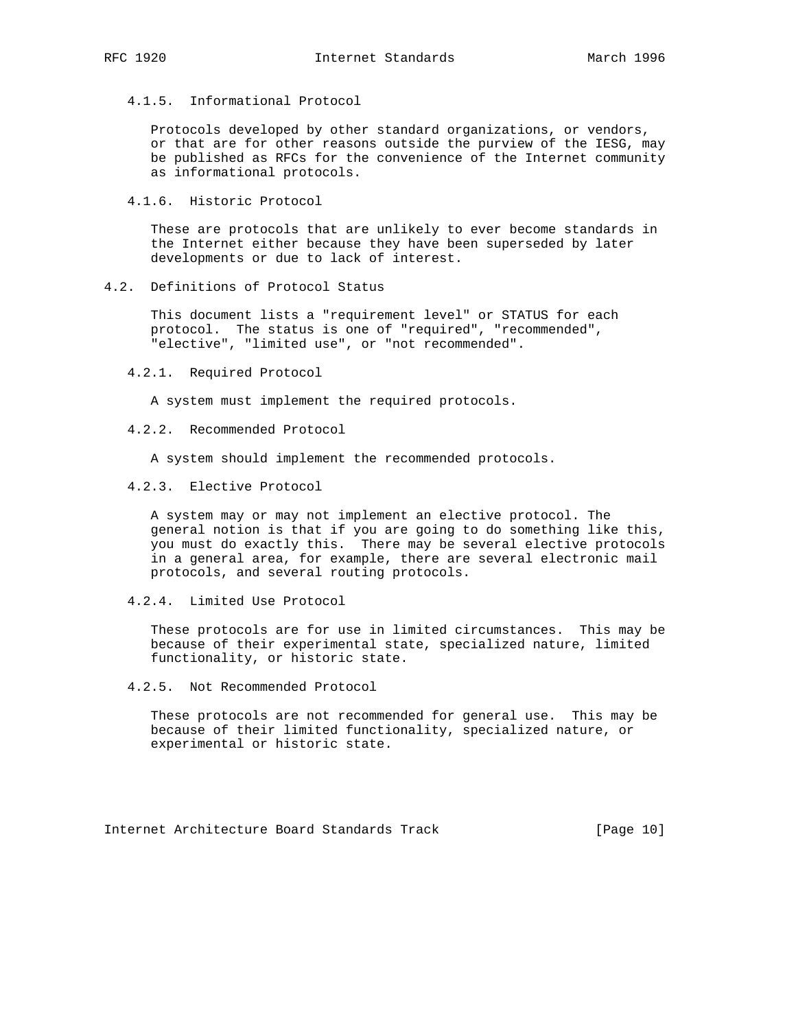#### 4.1.5. Informational Protocol

Protocols developed by other standard organizations, or vendors, or that are for other reasons outside the purview of the IESG, may be published as RFCs for the convenience of the Internet community as informational protocols.

#### 4.1.6. Historic Protocol

These are protocols that are unlikely to ever become standards in the Internet either because they have been superseded by later developments or due to lack of interest.

### 4.2. Definitions of Protocol Status

This document lists a "requirement level" or STATUS for each protocol. The status is one of "required", "recommended", "elective", "limited use", or "not recommended".

#### 4.2.1. Required Protocol

A system must implement the required protocols.

#### 4.2.2. Recommended Protocol

A system should implement the recommended protocols.

#### 4.2.3. Elective Protocol

A system may or may not implement an elective protocol. The general notion is that if you are going to do something like this, you must do exactly this. There may be several elective protocols in a general area, for example, there are several electronic mail protocols, and several routing protocols.

#### 4.2.4. Limited Use Protocol

These protocols are for use in limited circumstances. This may be because of their experimental state, specialized nature, limited functionality, or historic state.

#### 4.2.5. Not Recommended Protocol

These protocols are not recommended for general use. This may be because of their limited functionality, specialized nature, or experimental or historic state.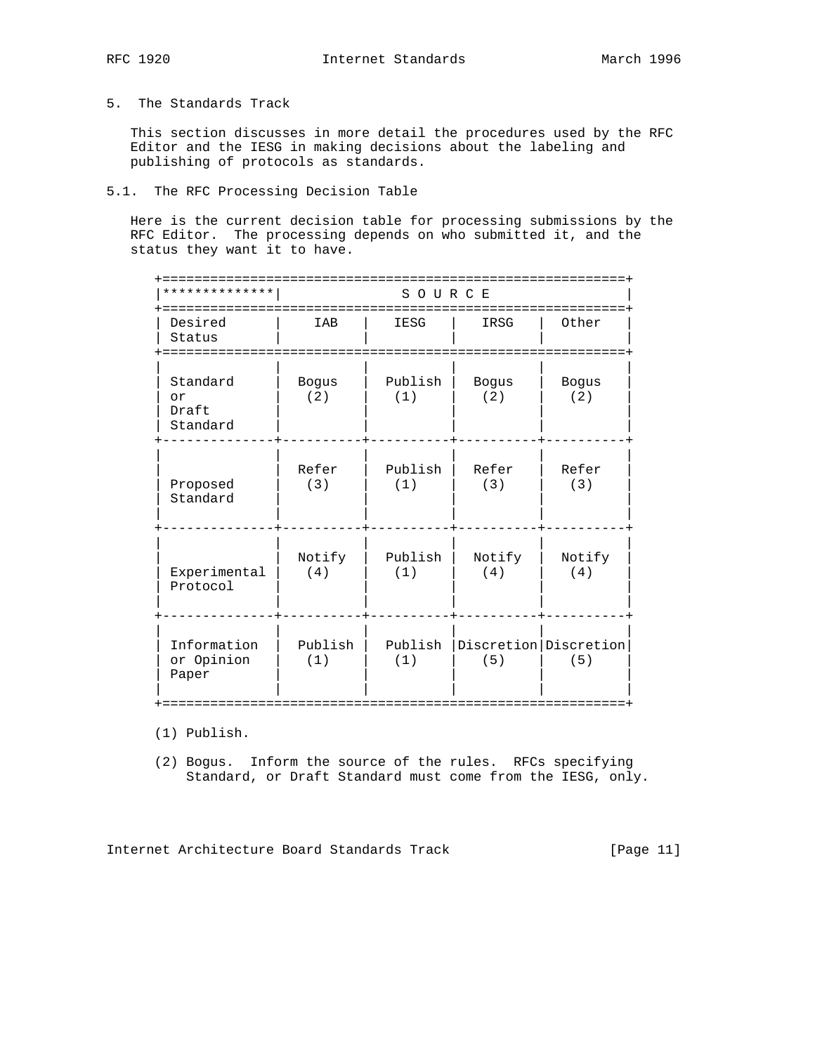## 5. The Standards Track

This section discusses in more detail the procedures used by the RFC Editor and the IESG in making decisions about the labeling and publishing of protocols as standards.

### 5.1. The RFC Processing Decision Table

Here is the current decision table for processing submissions by the RFC Editor. The processing depends on who submitted it, and the status they want it to have.

| ************** | SOURCE | | | |
|---|---|---|---|---|
| Desired Status | IAB | IESG | IRSG | Other |
| Standard or Draft Standard | Bogus (2) | Publish (1) | Bogus (2) | Bogus (2) |
| Proposed Standard | Refer (3) | Publish (1) | Refer (3) | Refer (3) |
| Experimental Protocol | Notify (4) | Publish (1) | Notify (4) | Notify (4) |
| Information or Opinion Paper | Publish (1) | Publish (1) | Discretion (5) | Discretion (5) |

(1) Publish.

(2) Bogus. Inform the source of the rules. RFCs specifying Standard, or Draft Standard must come from the IESG, only.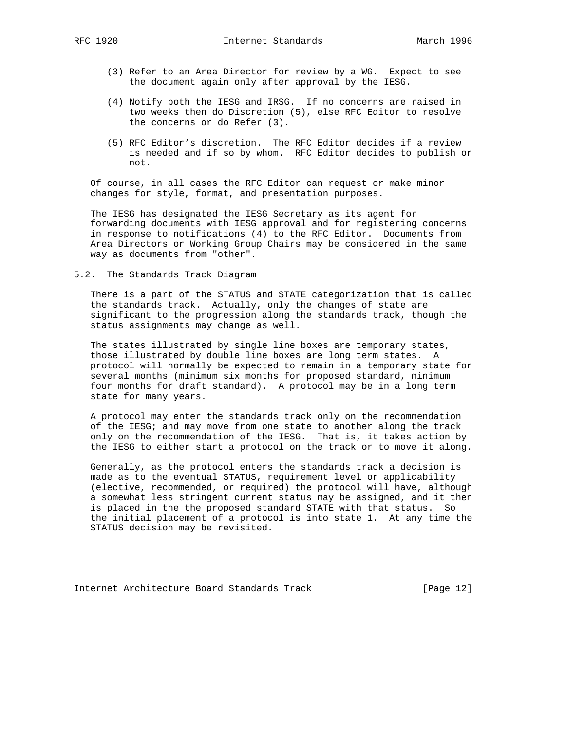(3) Refer to an Area Director for review by a WG. Expect to see the document again only after approval by the IESG.

(4) Notify both the IESG and IRSG. If no concerns are raised in two weeks then do Discretion (5), else RFC Editor to resolve the concerns or do Refer (3).

(5) RFC Editor's discretion. The RFC Editor decides if a review is needed and if so by whom. RFC Editor decides to publish or not.

Of course, in all cases the RFC Editor can request or make minor changes for style, format, and presentation purposes.

The IESG has designated the IESG Secretary as its agent for forwarding documents with IESG approval and for registering concerns in response to notifications (4) to the RFC Editor. Documents from Area Directors or Working Group Chairs may be considered in the same way as documents from "other".

## 5.2. The Standards Track Diagram

There is a part of the STATUS and STATE categorization that is called the standards track. Actually, only the changes of state are significant to the progression along the standards track, though the status assignments may change as well.

The states illustrated by single line boxes are temporary states, those illustrated by double line boxes are long term states. A protocol will normally be expected to remain in a temporary state for several months (minimum six months for proposed standard, minimum four months for draft standard). A protocol may be in a long term state for many years.

A protocol may enter the standards track only on the recommendation of the IESG; and may move from one state to another along the track only on the recommendation of the IESG. That is, it takes action by the IESG to either start a protocol on the track or to move it along.

Generally, as the protocol enters the standards track a decision is made as to the eventual STATUS, requirement level or applicability (elective, recommended, or required) the protocol will have, although a somewhat less stringent current status may be assigned, and it then is placed in the the proposed standard STATE with that status. So the initial placement of a protocol is into state 1. At any time the STATUS decision may be revisited.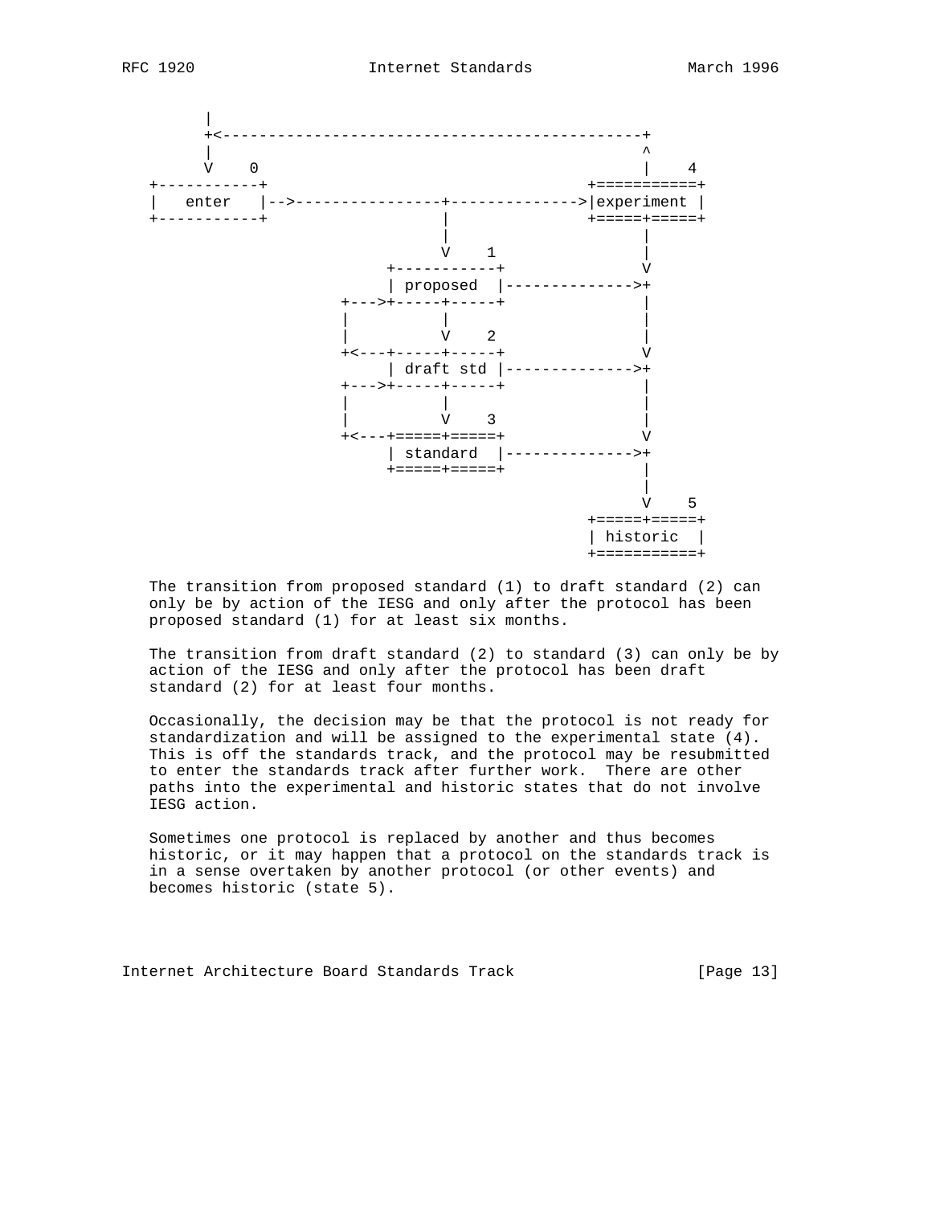```
      |
      +<----------------------------------------------+
      |                                               ^
      V    0                                          |    4
+-----------+                                  +===========+
|   enter   |-->----------------+-------------->|experiment |
+-----------+                   |               +=====+=====+
                                |                     |
                                V    1                |
                          +-----------+               V
                          | proposed  |-------------->+
                     +--->+-----+-----+               |
                     |          |                     |
                     |          V    2                |
                     +<---+-----+-----+               V
                          | draft std |-------------->+
                     +--->+-----+-----+               |
                     |          |                     |
                     |          V    3                |
                     +<---+=====+=====+               V
                          | standard  |-------------->+
                          +=====+=====+               |
                                                      |
                                                      V    5
                                                +=====+=====+
                                                | historic  |
                                                +===========+
```

The transition from proposed standard (1) to draft standard (2) can only be by action of the IESG and only after the protocol has been proposed standard (1) for at least six months.

The transition from draft standard (2) to standard (3) can only be by action of the IESG and only after the protocol has been draft standard (2) for at least four months.

Occasionally, the decision may be that the protocol is not ready for standardization and will be assigned to the experimental state (4). This is off the standards track, and the protocol may be resubmitted to enter the standards track after further work. There are other paths into the experimental and historic states that do not involve IESG action.

Sometimes one protocol is replaced by another and thus becomes historic, or it may happen that a protocol on the standards track is in a sense overtaken by another protocol (or other events) and becomes historic (state 5).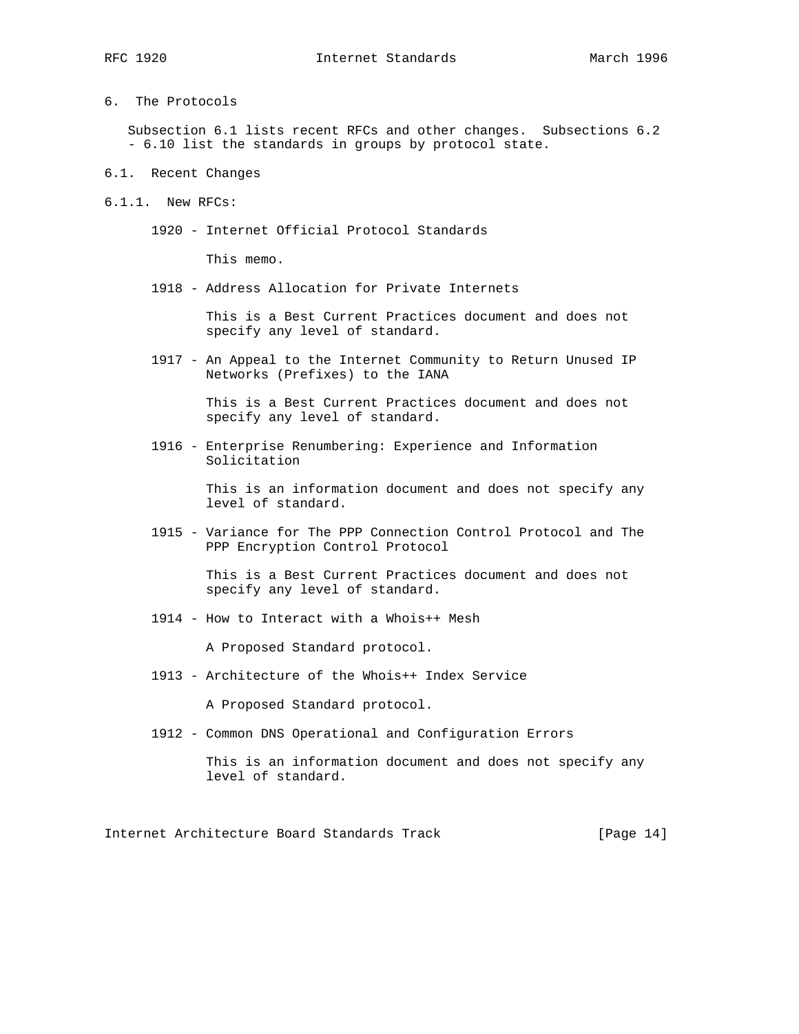## 6. The Protocols

Subsection 6.1 lists recent RFCs and other changes. Subsections 6.2 - 6.10 list the standards in groups by protocol state.

### 6.1. Recent Changes

#### 6.1.1. New RFCs:

1920 - Internet Official Protocol Standards

This memo.

1918 - Address Allocation for Private Internets

This is a Best Current Practices document and does not specify any level of standard.

1917 - An Appeal to the Internet Community to Return Unused IP Networks (Prefixes) to the IANA

This is a Best Current Practices document and does not specify any level of standard.

1916 - Enterprise Renumbering: Experience and Information Solicitation

This is an information document and does not specify any level of standard.

1915 - Variance for The PPP Connection Control Protocol and The PPP Encryption Control Protocol

This is a Best Current Practices document and does not specify any level of standard.

1914 - How to Interact with a Whois++ Mesh

A Proposed Standard protocol.

1913 - Architecture of the Whois++ Index Service

A Proposed Standard protocol.

1912 - Common DNS Operational and Configuration Errors

This is an information document and does not specify any level of standard.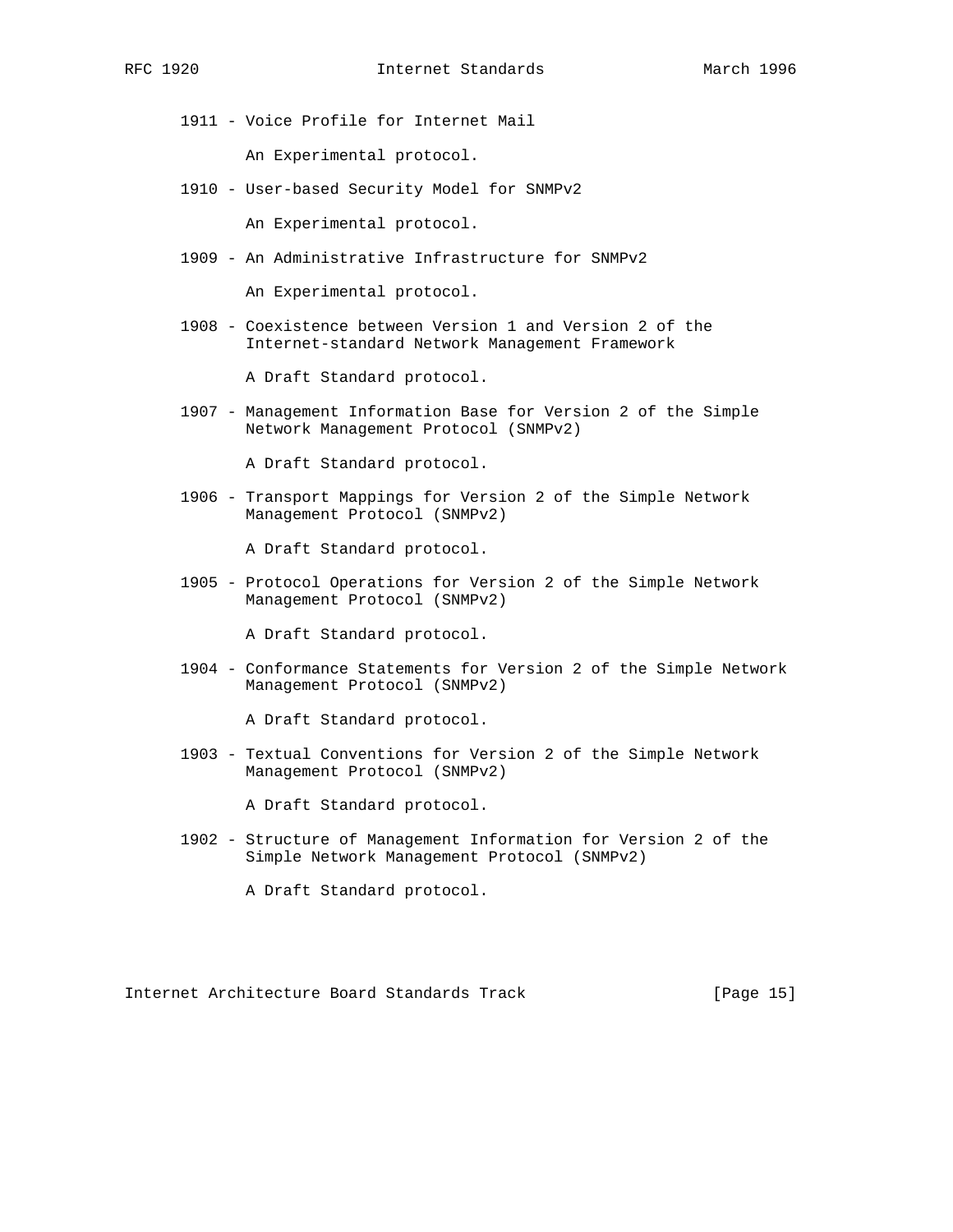1911 - Voice Profile for Internet Mail

An Experimental protocol.

1910 - User-based Security Model for SNMPv2

An Experimental protocol.

1909 - An Administrative Infrastructure for SNMPv2

An Experimental protocol.

1908 - Coexistence between Version 1 and Version 2 of the Internet-standard Network Management Framework

A Draft Standard protocol.

1907 - Management Information Base for Version 2 of the Simple Network Management Protocol (SNMPv2)

A Draft Standard protocol.

1906 - Transport Mappings for Version 2 of the Simple Network Management Protocol (SNMPv2)

A Draft Standard protocol.

1905 - Protocol Operations for Version 2 of the Simple Network Management Protocol (SNMPv2)

A Draft Standard protocol.

1904 - Conformance Statements for Version 2 of the Simple Network Management Protocol (SNMPv2)

A Draft Standard protocol.

1903 - Textual Conventions for Version 2 of the Simple Network Management Protocol (SNMPv2)

A Draft Standard protocol.

1902 - Structure of Management Information for Version 2 of the Simple Network Management Protocol (SNMPv2)

A Draft Standard protocol.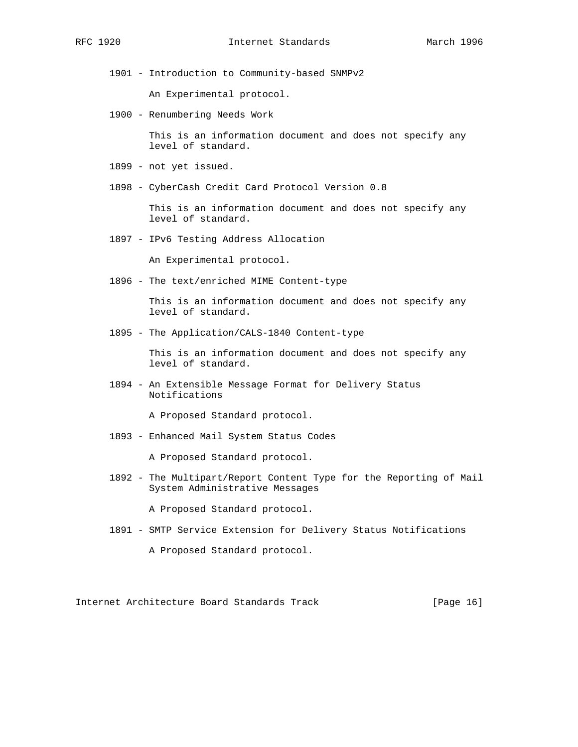1901 - Introduction to Community-based SNMPv2

An Experimental protocol.

1900 - Renumbering Needs Work

This is an information document and does not specify any level of standard.

1899 - not yet issued.

1898 - CyberCash Credit Card Protocol Version 0.8

This is an information document and does not specify any level of standard.

1897 - IPv6 Testing Address Allocation

An Experimental protocol.

1896 - The text/enriched MIME Content-type

This is an information document and does not specify any level of standard.

1895 - The Application/CALS-1840 Content-type

This is an information document and does not specify any level of standard.

1894 - An Extensible Message Format for Delivery Status Notifications

A Proposed Standard protocol.

1893 - Enhanced Mail System Status Codes

A Proposed Standard protocol.

1892 - The Multipart/Report Content Type for the Reporting of Mail System Administrative Messages

A Proposed Standard protocol.

1891 - SMTP Service Extension for Delivery Status Notifications

A Proposed Standard protocol.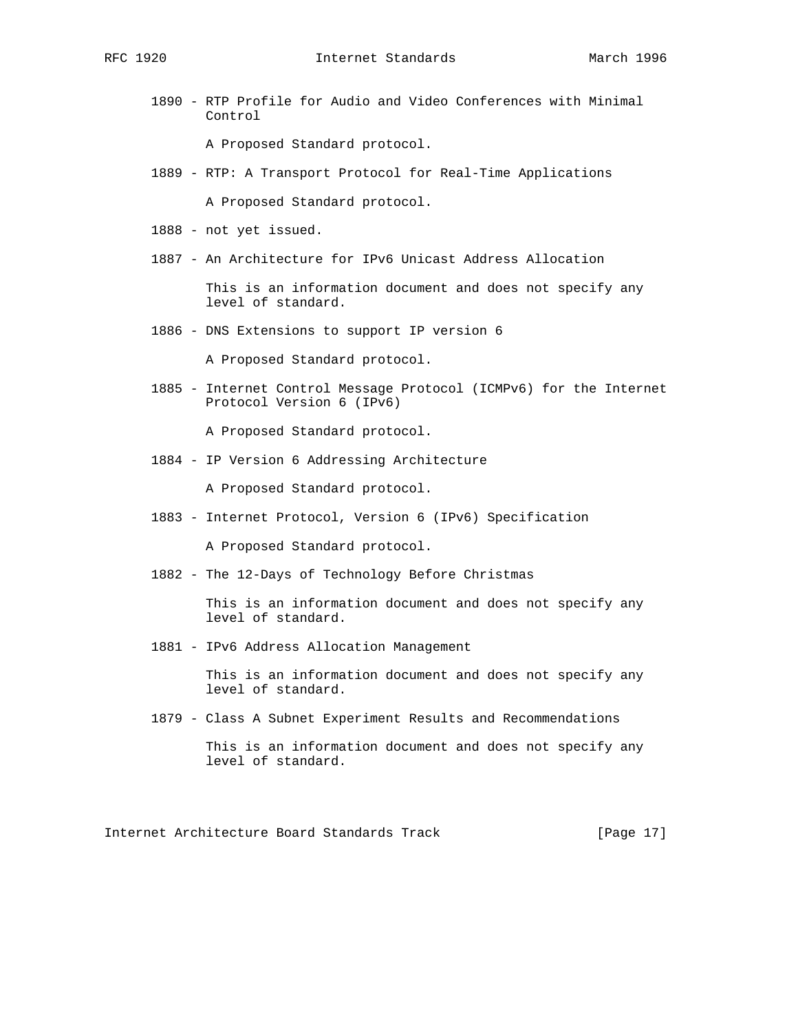1890 - RTP Profile for Audio and Video Conferences with Minimal Control

A Proposed Standard protocol.

1889 - RTP: A Transport Protocol for Real-Time Applications

A Proposed Standard protocol.

1888 - not yet issued.

1887 - An Architecture for IPv6 Unicast Address Allocation

This is an information document and does not specify any level of standard.

1886 - DNS Extensions to support IP version 6

A Proposed Standard protocol.

1885 - Internet Control Message Protocol (ICMPv6) for the Internet Protocol Version 6 (IPv6)

A Proposed Standard protocol.

1884 - IP Version 6 Addressing Architecture

A Proposed Standard protocol.

1883 - Internet Protocol, Version 6 (IPv6) Specification

A Proposed Standard protocol.

1882 - The 12-Days of Technology Before Christmas

This is an information document and does not specify any level of standard.

1881 - IPv6 Address Allocation Management

This is an information document and does not specify any level of standard.

1879 - Class A Subnet Experiment Results and Recommendations

This is an information document and does not specify any level of standard.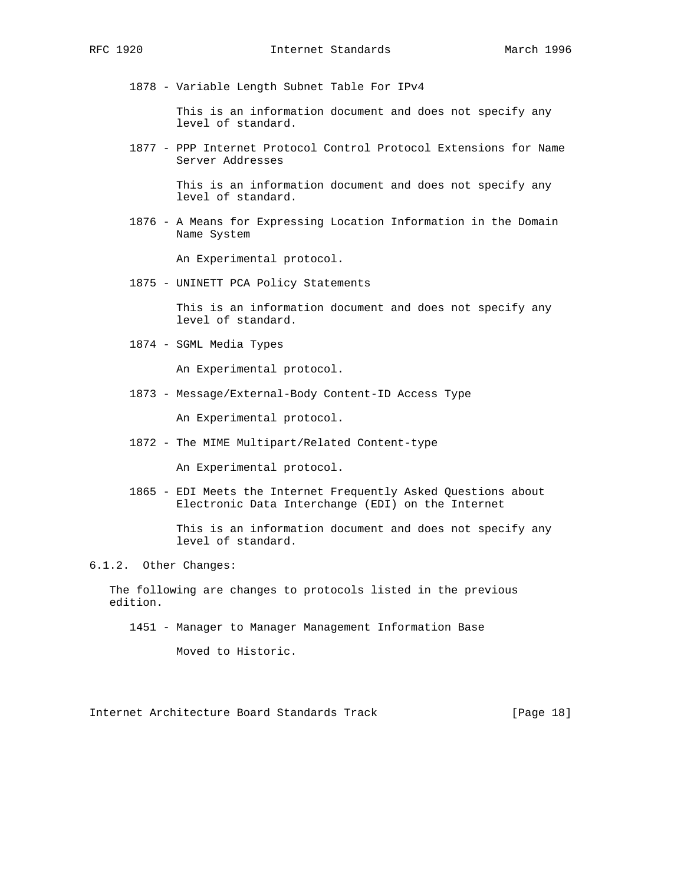1878 - Variable Length Subnet Table For IPv4

This is an information document and does not specify any level of standard.

1877 - PPP Internet Protocol Control Protocol Extensions for Name Server Addresses

This is an information document and does not specify any level of standard.

1876 - A Means for Expressing Location Information in the Domain Name System

An Experimental protocol.

1875 - UNINETT PCA Policy Statements

This is an information document and does not specify any level of standard.

1874 - SGML Media Types

An Experimental protocol.

1873 - Message/External-Body Content-ID Access Type

An Experimental protocol.

1872 - The MIME Multipart/Related Content-type

An Experimental protocol.

1865 - EDI Meets the Internet Frequently Asked Questions about Electronic Data Interchange (EDI) on the Internet

This is an information document and does not specify any level of standard.

#### 6.1.2. Other Changes:

The following are changes to protocols listed in the previous edition.

1451 - Manager to Manager Management Information Base

Moved to Historic.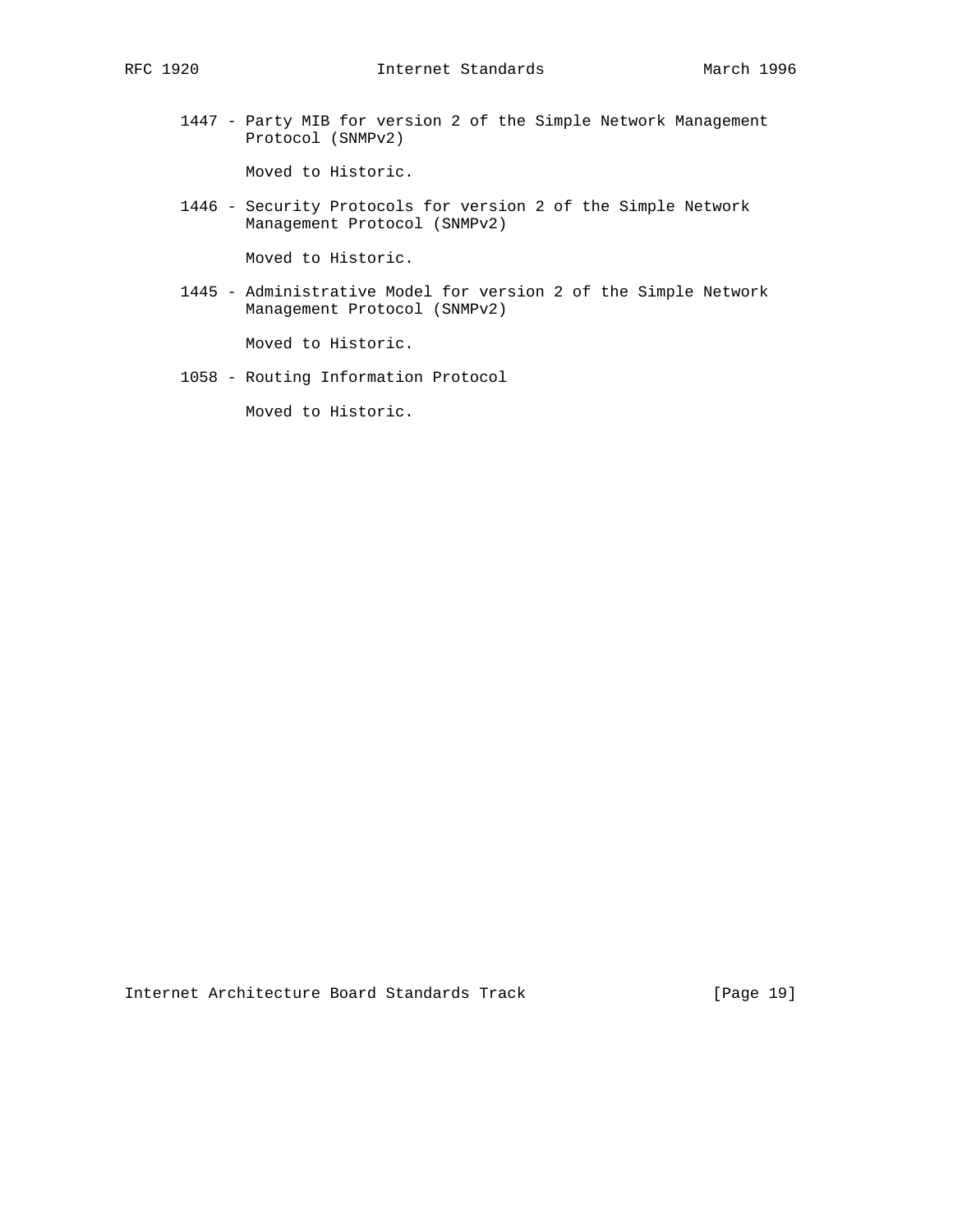1447 - Party MIB for version 2 of the Simple Network Management Protocol (SNMPv2)

Moved to Historic.

1446 - Security Protocols for version 2 of the Simple Network Management Protocol (SNMPv2)

Moved to Historic.

1445 - Administrative Model for version 2 of the Simple Network Management Protocol (SNMPv2)

Moved to Historic.

1058 - Routing Information Protocol

Moved to Historic.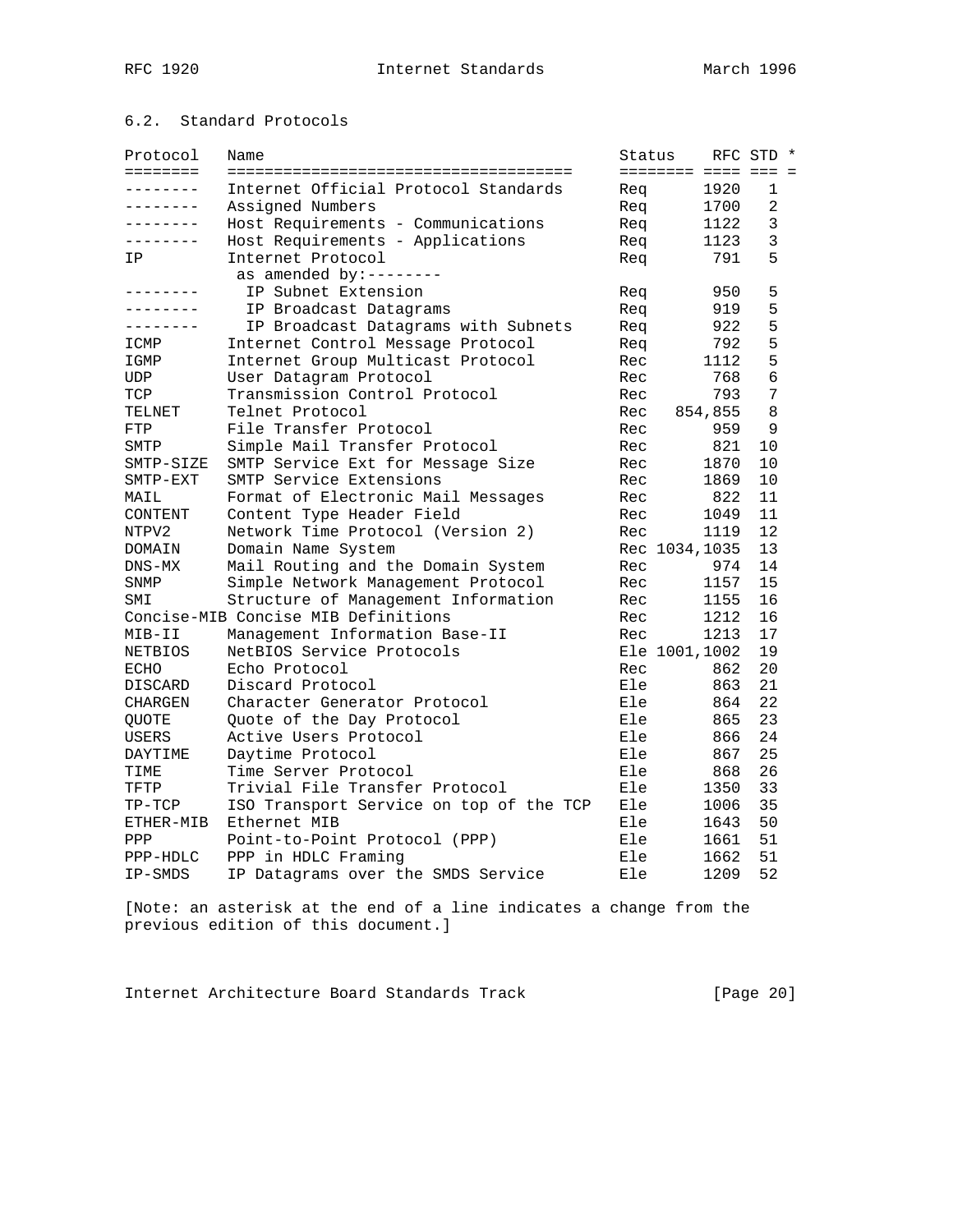### 6.2. Standard Protocols

| Protocol | Name | Status | RFC | STD | * |
|---|---|---|---|---|---|
| -------- | Internet Official Protocol Standards | Req | 1920 | 1 | |
| -------- | Assigned Numbers | Req | 1700 | 2 | |
| -------- | Host Requirements - Communications | Req | 1122 | 3 | |
| -------- | Host Requirements - Applications | Req | 1123 | 3 | |
| IP | Internet Protocol | Req | 791 | 5 | |
| | as amended by:-------- | | | | |
| -------- | IP Subnet Extension | Req | 950 | 5 | |
| -------- | IP Broadcast Datagrams | Req | 919 | 5 | |
| -------- | IP Broadcast Datagrams with Subnets | Req | 922 | 5 | |
| ICMP | Internet Control Message Protocol | Req | 792 | 5 | |
| IGMP | Internet Group Multicast Protocol | Rec | 1112 | 5 | |
| UDP | User Datagram Protocol | Rec | 768 | 6 | |
| TCP | Transmission Control Protocol | Rec | 793 | 7 | |
| TELNET | Telnet Protocol | Rec | 854,855 | 8 | |
| FTP | File Transfer Protocol | Rec | 959 | 9 | |
| SMTP | Simple Mail Transfer Protocol | Rec | 821 | 10 | |
| SMTP-SIZE | SMTP Service Ext for Message Size | Rec | 1870 | 10 | |
| SMTP-EXT | SMTP Service Extensions | Rec | 1869 | 10 | |
| MAIL | Format of Electronic Mail Messages | Rec | 822 | 11 | |
| CONTENT | Content Type Header Field | Rec | 1049 | 11 | |
| NTPV2 | Network Time Protocol (Version 2) | Rec | 1119 | 12 | |
| DOMAIN | Domain Name System | Rec | 1034,1035 | 13 | |
| DNS-MX | Mail Routing and the Domain System | Rec | 974 | 14 | |
| SNMP | Simple Network Management Protocol | Rec | 1157 | 15 | |
| SMI | Structure of Management Information | Rec | 1155 | 16 | |
| Concise-MIB | Concise MIB Definitions | Rec | 1212 | 16 | |
| MIB-II | Management Information Base-II | Rec | 1213 | 17 | |
| NETBIOS | NetBIOS Service Protocols | Ele | 1001,1002 | 19 | |
| ECHO | Echo Protocol | Rec | 862 | 20 | |
| DISCARD | Discard Protocol | Ele | 863 | 21 | |
| CHARGEN | Character Generator Protocol | Ele | 864 | 22 | |
| QUOTE | Quote of the Day Protocol | Ele | 865 | 23 | |
| USERS | Active Users Protocol | Ele | 866 | 24 | |
| DAYTIME | Daytime Protocol | Ele | 867 | 25 | |
| TIME | Time Server Protocol | Ele | 868 | 26 | |
| TFTP | Trivial File Transfer Protocol | Ele | 1350 | 33 | |
| TP-TCP | ISO Transport Service on top of the TCP | Ele | 1006 | 35 | |
| ETHER-MIB | Ethernet MIB | Ele | 1643 | 50 | |
| PPP | Point-to-Point Protocol (PPP) | Ele | 1661 | 51 | |
| PPP-HDLC | PPP in HDLC Framing | Ele | 1662 | 51 | |
| IP-SMDS | IP Datagrams over the SMDS Service | Ele | 1209 | 52 | |

[Note: an asterisk at the end of a line indicates a change from the previous edition of this document.]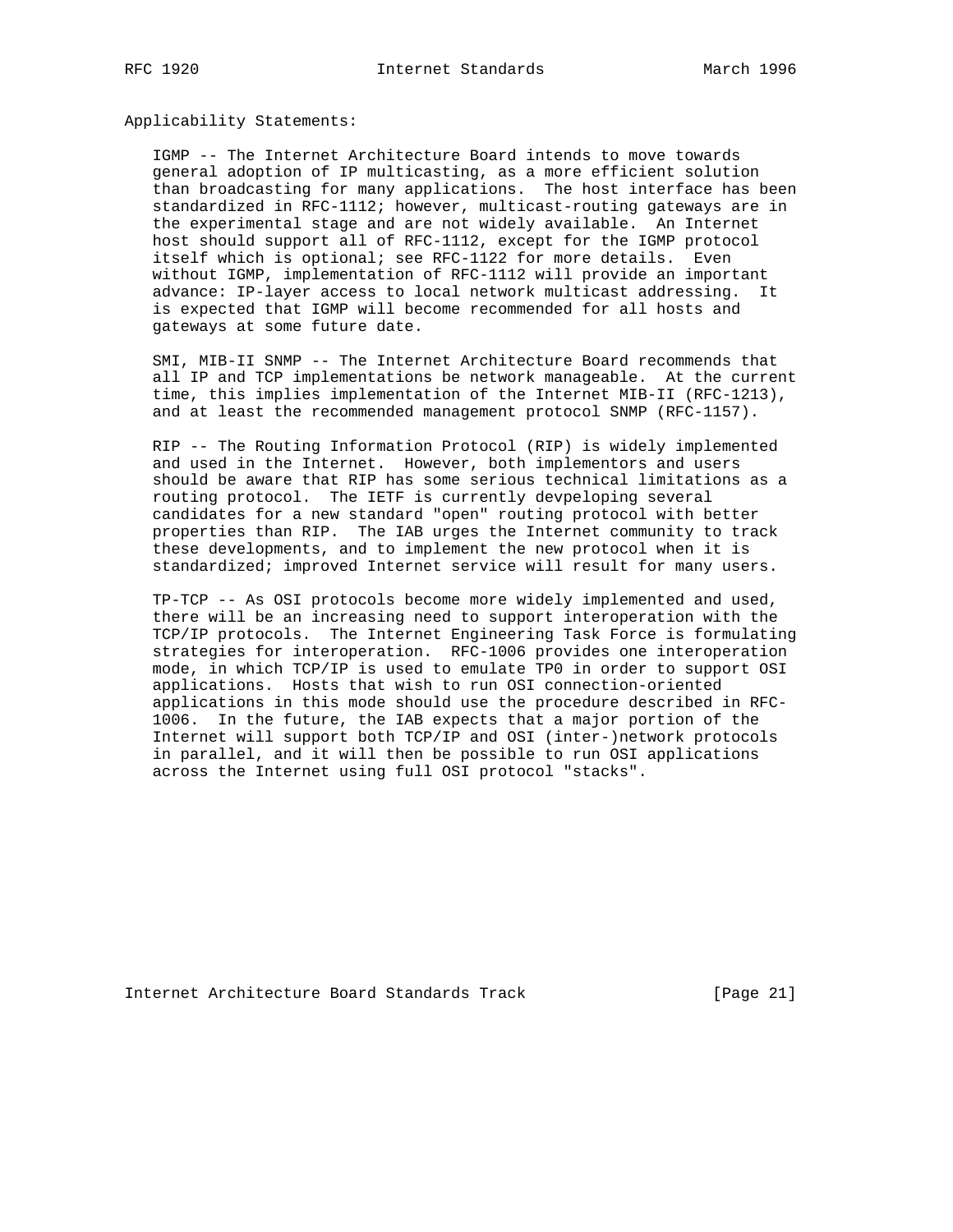Applicability Statements:

IGMP -- The Internet Architecture Board intends to move towards general adoption of IP multicasting, as a more efficient solution than broadcasting for many applications. The host interface has been standardized in RFC-1112; however, multicast-routing gateways are in the experimental stage and are not widely available. An Internet host should support all of RFC-1112, except for the IGMP protocol itself which is optional; see RFC-1122 for more details. Even without IGMP, implementation of RFC-1112 will provide an important advance: IP-layer access to local network multicast addressing. It is expected that IGMP will become recommended for all hosts and gateways at some future date.

SMI, MIB-II SNMP -- The Internet Architecture Board recommends that all IP and TCP implementations be network manageable. At the current time, this implies implementation of the Internet MIB-II (RFC-1213), and at least the recommended management protocol SNMP (RFC-1157).

RIP -- The Routing Information Protocol (RIP) is widely implemented and used in the Internet. However, both implementors and users should be aware that RIP has some serious technical limitations as a routing protocol. The IETF is currently devpeloping several candidates for a new standard "open" routing protocol with better properties than RIP. The IAB urges the Internet community to track these developments, and to implement the new protocol when it is standardized; improved Internet service will result for many users.

TP-TCP -- As OSI protocols become more widely implemented and used, there will be an increasing need to support interoperation with the TCP/IP protocols. The Internet Engineering Task Force is formulating strategies for interoperation. RFC-1006 provides one interoperation mode, in which TCP/IP is used to emulate TP0 in order to support OSI applications. Hosts that wish to run OSI connection-oriented applications in this mode should use the procedure described in RFC-1006. In the future, the IAB expects that a major portion of the Internet will support both TCP/IP and OSI (inter-)network protocols in parallel, and it will then be possible to run OSI applications across the Internet using full OSI protocol "stacks".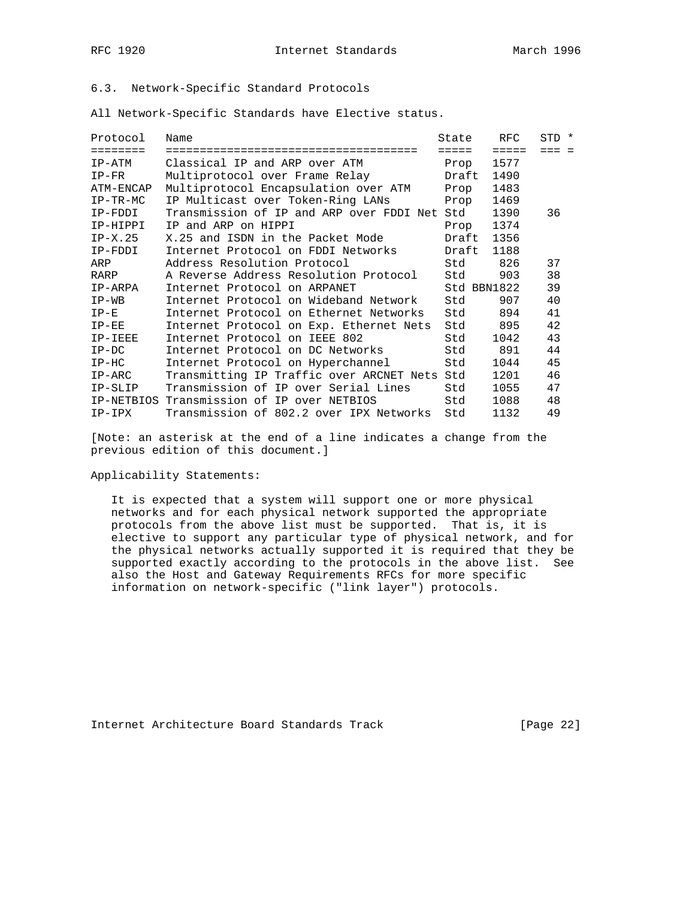### 6.3. Network-Specific Standard Protocols

All Network-Specific Standards have Elective status.

| Protocol | Name | State | RFC | STD | * |
|---|---|---|---|---|---|
| IP-ATM | Classical IP and ARP over ATM | Prop | 1577 | | |
| IP-FR | Multiprotocol over Frame Relay | Draft | 1490 | | |
| ATM-ENCAP | Multiprotocol Encapsulation over ATM | Prop | 1483 | | |
| IP-TR-MC | IP Multicast over Token-Ring LANs | Prop | 1469 | | |
| IP-FDDI | Transmission of IP and ARP over FDDI Net | Std | 1390 | 36 | |
| IP-HIPPI | IP and ARP on HIPPI | Prop | 1374 | | |
| IP-X.25 | X.25 and ISDN in the Packet Mode | Draft | 1356 | | |
| IP-FDDI | Internet Protocol on FDDI Networks | Draft | 1188 | | |
| ARP | Address Resolution Protocol | Std | 826 | 37 | |
| RARP | A Reverse Address Resolution Protocol | Std | 903 | 38 | |
| IP-ARPA | Internet Protocol on ARPANET | Std | BBN1822 | 39 | |
| IP-WB | Internet Protocol on Wideband Network | Std | 907 | 40 | |
| IP-E | Internet Protocol on Ethernet Networks | Std | 894 | 41 | |
| IP-EE | Internet Protocol on Exp. Ethernet Nets | Std | 895 | 42 | |
| IP-IEEE | Internet Protocol on IEEE 802 | Std | 1042 | 43 | |
| IP-DC | Internet Protocol on DC Networks | Std | 891 | 44 | |
| IP-HC | Internet Protocol on Hyperchannel | Std | 1044 | 45 | |
| IP-ARC | Transmitting IP Traffic over ARCNET Nets | Std | 1201 | 46 | |
| IP-SLIP | Transmission of IP over Serial Lines | Std | 1055 | 47 | |
| IP-NETBIOS | Transmission of IP over NETBIOS | Std | 1088 | 48 | |
| IP-IPX | Transmission of 802.2 over IPX Networks | Std | 1132 | 49 | |

[Note: an asterisk at the end of a line indicates a change from the previous edition of this document.]

Applicability Statements:

It is expected that a system will support one or more physical networks and for each physical network supported the appropriate protocols from the above list must be supported. That is, it is elective to support any particular type of physical network, and for the physical networks actually supported it is required that they be supported exactly according to the protocols in the above list. See also the Host and Gateway Requirements RFCs for more specific information on network-specific ("link layer") protocols.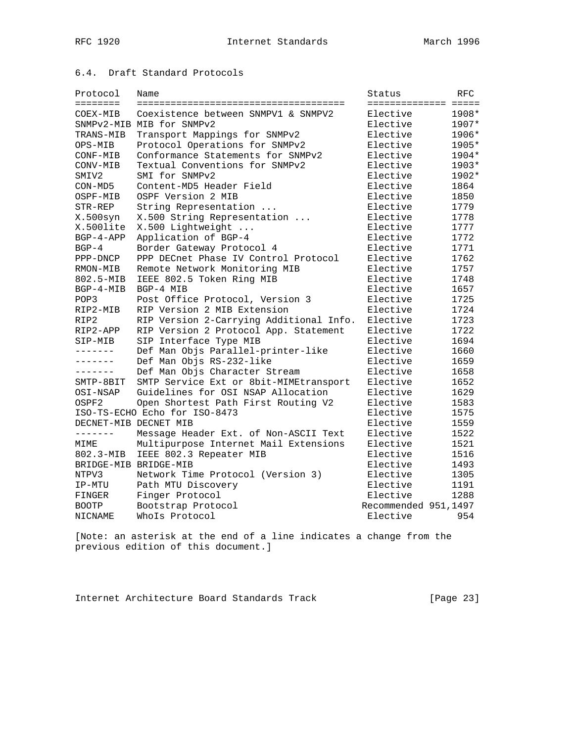## 6.4. Draft Standard Protocols

| Protocol | Name | Status | RFC |
| --- | --- | --- | --- |
| COEX-MIB | Coexistence between SNMPV1 & SNMPV2 | Elective | 1908* |
| SNMPv2-MIB | MIB for SNMPv2 | Elective | 1907* |
| TRANS-MIB | Transport Mappings for SNMPv2 | Elective | 1906* |
| OPS-MIB | Protocol Operations for SNMPv2 | Elective | 1905* |
| CONF-MIB | Conformance Statements for SNMPv2 | Elective | 1904* |
| CONV-MIB | Textual Conventions for SNMPv2 | Elective | 1903* |
| SMIV2 | SMI for SNMPv2 | Elective | 1902* |
| CON-MD5 | Content-MD5 Header Field | Elective | 1864 |
| OSPF-MIB | OSPF Version 2 MIB | Elective | 1850 |
| STR-REP | String Representation ... | Elective | 1779 |
| X.500syn | X.500 String Representation ... | Elective | 1778 |
| X.500lite | X.500 Lightweight ... | Elective | 1777 |
| BGP-4-APP | Application of BGP-4 | Elective | 1772 |
| BGP-4 | Border Gateway Protocol 4 | Elective | 1771 |
| PPP-DNCP | PPP DECnet Phase IV Control Protocol | Elective | 1762 |
| RMON-MIB | Remote Network Monitoring MIB | Elective | 1757 |
| 802.5-MIB | IEEE 802.5 Token Ring MIB | Elective | 1748 |
| BGP-4-MIB | BGP-4 MIB | Elective | 1657 |
| POP3 | Post Office Protocol, Version 3 | Elective | 1725 |
| RIP2-MIB | RIP Version 2 MIB Extension | Elective | 1724 |
| RIP2 | RIP Version 2-Carrying Additional Info. | Elective | 1723 |
| RIP2-APP | RIP Version 2 Protocol App. Statement | Elective | 1722 |
| SIP-MIB | SIP Interface Type MIB | Elective | 1694 |
| ------- | Def Man Objs Parallel-printer-like | Elective | 1660 |
| ------- | Def Man Objs RS-232-like | Elective | 1659 |
| ------- | Def Man Objs Character Stream | Elective | 1658 |
| SMTP-8BIT | SMTP Service Ext or 8bit-MIMEtransport | Elective | 1652 |
| OSI-NSAP | Guidelines for OSI NSAP Allocation | Elective | 1629 |
| OSPF2 | Open Shortest Path First Routing V2 | Elective | 1583 |
| ISO-TS-ECHO | Echo for ISO-8473 | Elective | 1575 |
| DECNET-MIB | DECNET MIB | Elective | 1559 |
| ------- | Message Header Ext. of Non-ASCII Text | Elective | 1522 |
| MIME | Multipurpose Internet Mail Extensions | Elective | 1521 |
| 802.3-MIB | IEEE 802.3 Repeater MIB | Elective | 1516 |
| BRIDGE-MIB | BRIDGE-MIB | Elective | 1493 |
| NTPV3 | Network Time Protocol (Version 3) | Elective | 1305 |
| IP-MTU | Path MTU Discovery | Elective | 1191 |
| FINGER | Finger Protocol | Elective | 1288 |
| BOOTP | Bootstrap Protocol | Recommended | 951,1497 |
| NICNAME | WhoIs Protocol | Elective | 954 |

[Note: an asterisk at the end of a line indicates a change from the previous edition of this document.]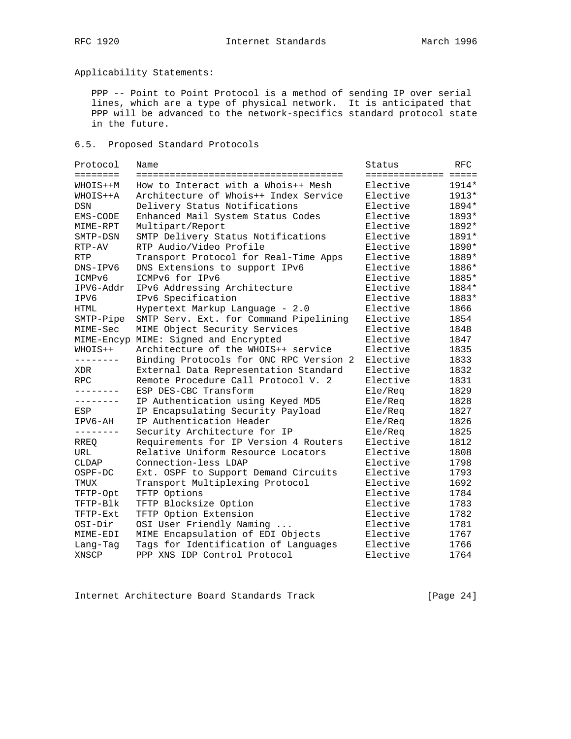Applicability Statements:

PPP -- Point to Point Protocol is a method of sending IP over serial lines, which are a type of physical network. It is anticipated that PPP will be advanced to the network-specifics standard protocol state in the future.

## 6.5. Proposed Standard Protocols

| Protocol | Name | Status | RFC |
|---|---|---|---|
| WHOIS++M | How to Interact with a Whois++ Mesh | Elective | 1914* |
| WHOIS++A | Architecture of Whois++ Index Service | Elective | 1913* |
| DSN | Delivery Status Notifications | Elective | 1894* |
| EMS-CODE | Enhanced Mail System Status Codes | Elective | 1893* |
| MIME-RPT | Multipart/Report | Elective | 1892* |
| SMTP-DSN | SMTP Delivery Status Notifications | Elective | 1891* |
| RTP-AV | RTP Audio/Video Profile | Elective | 1890* |
| RTP | Transport Protocol for Real-Time Apps | Elective | 1889* |
| DNS-IPV6 | DNS Extensions to support IPv6 | Elective | 1886* |
| ICMPv6 | ICMPv6 for IPv6 | Elective | 1885* |
| IPV6-Addr | IPv6 Addressing Architecture | Elective | 1884* |
| IPV6 | IPv6 Specification | Elective | 1883* |
| HTML | Hypertext Markup Language - 2.0 | Elective | 1866 |
| SMTP-Pipe | SMTP Serv. Ext. for Command Pipelining | Elective | 1854 |
| MIME-Sec | MIME Object Security Services | Elective | 1848 |
| MIME-Encyp | MIME: Signed and Encrypted | Elective | 1847 |
| WHOIS++ | Architecture of the WHOIS++ service | Elective | 1835 |
| -------- | Binding Protocols for ONC RPC Version 2 | Elective | 1833 |
| XDR | External Data Representation Standard | Elective | 1832 |
| RPC | Remote Procedure Call Protocol V. 2 | Elective | 1831 |
| -------- | ESP DES-CBC Transform | Ele/Req | 1829 |
| -------- | IP Authentication using Keyed MD5 | Ele/Req | 1828 |
| ESP | IP Encapsulating Security Payload | Ele/Req | 1827 |
| IPV6-AH | IP Authentication Header | Ele/Req | 1826 |
| -------- | Security Architecture for IP | Ele/Req | 1825 |
| RREQ | Requirements for IP Version 4 Routers | Elective | 1812 |
| URL | Relative Uniform Resource Locators | Elective | 1808 |
| CLDAP | Connection-less LDAP | Elective | 1798 |
| OSPF-DC | Ext. OSPF to Support Demand Circuits | Elective | 1793 |
| TMUX | Transport Multiplexing Protocol | Elective | 1692 |
| TFTP-Opt | TFTP Options | Elective | 1784 |
| TFTP-Blk | TFTP Blocksize Option | Elective | 1783 |
| TFTP-Ext | TFTP Option Extension | Elective | 1782 |
| OSI-Dir | OSI User Friendly Naming ... | Elective | 1781 |
| MIME-EDI | MIME Encapsulation of EDI Objects | Elective | 1767 |
| Lang-Tag | Tags for Identification of Languages | Elective | 1766 |
| XNSCP | PPP XNS IDP Control Protocol | Elective | 1764 |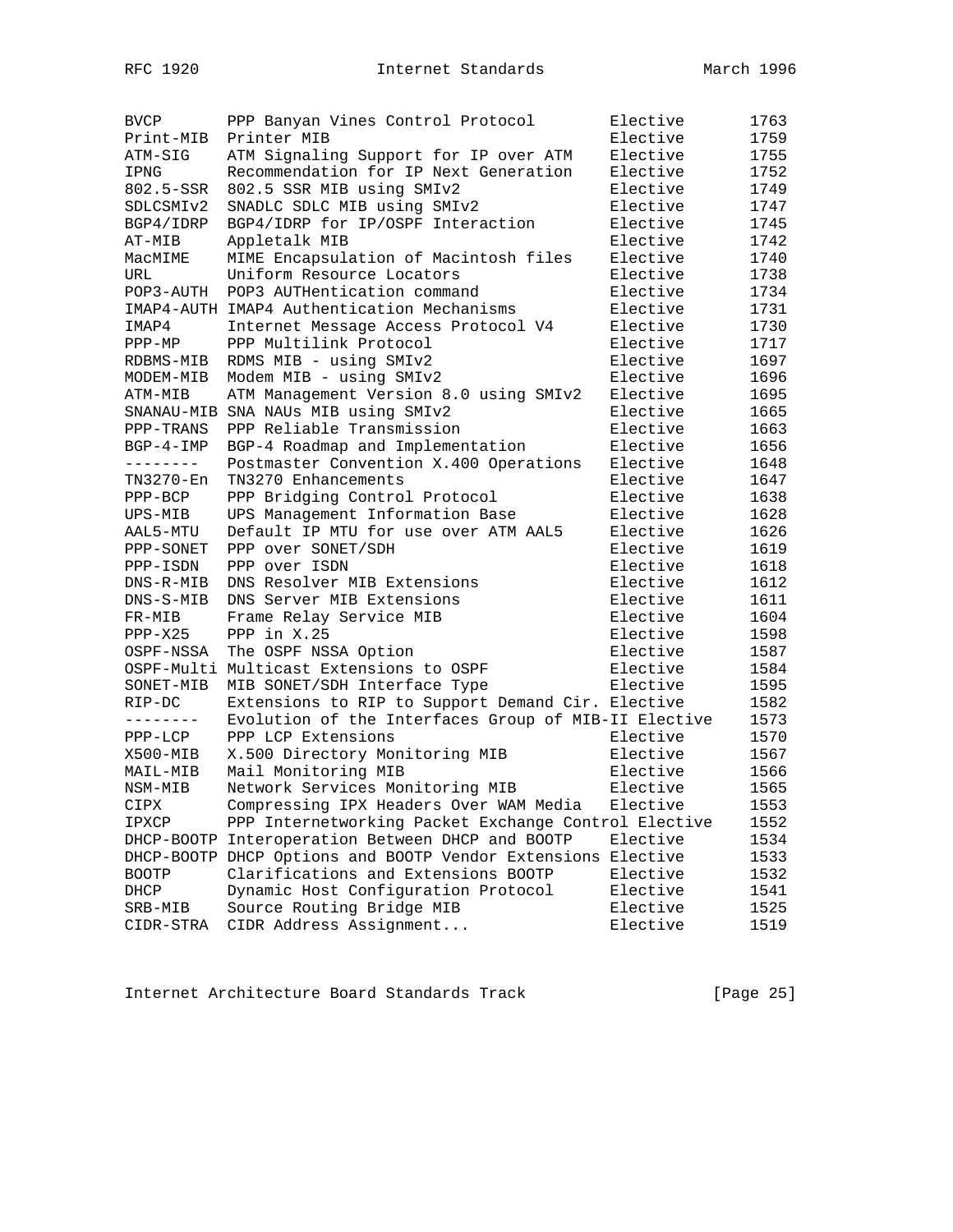| | | | |
|---|---|---|---|
| BVCP | PPP Banyan Vines Control Protocol | Elective | 1763 |
| Print-MIB | Printer MIB | Elective | 1759 |
| ATM-SIG | ATM Signaling Support for IP over ATM | Elective | 1755 |
| IPNG | Recommendation for IP Next Generation | Elective | 1752 |
| 802.5-SSR | 802.5 SSR MIB using SMIv2 | Elective | 1749 |
| SDLCSMIv2 | SNADLC SDLC MIB using SMIv2 | Elective | 1747 |
| BGP4/IDRP | BGP4/IDRP for IP/OSPF Interaction | Elective | 1745 |
| AT-MIB | Appletalk MIB | Elective | 1742 |
| MacMIME | MIME Encapsulation of Macintosh files | Elective | 1740 |
| URL | Uniform Resource Locators | Elective | 1738 |
| POP3-AUTH | POP3 AUTHentication command | Elective | 1734 |
| IMAP4-AUTH | IMAP4 Authentication Mechanisms | Elective | 1731 |
| IMAP4 | Internet Message Access Protocol V4 | Elective | 1730 |
| PPP-MP | PPP Multilink Protocol | Elective | 1717 |
| RDBMS-MIB | RDMS MIB - using SMIv2 | Elective | 1697 |
| MODEM-MIB | Modem MIB - using SMIv2 | Elective | 1696 |
| ATM-MIB | ATM Management Version 8.0 using SMIv2 | Elective | 1695 |
| SNANAU-MIB | SNA NAUs MIB using SMIv2 | Elective | 1665 |
| PPP-TRANS | PPP Reliable Transmission | Elective | 1663 |
| BGP-4-IMP | BGP-4 Roadmap and Implementation | Elective | 1656 |
| -------- | Postmaster Convention X.400 Operations | Elective | 1648 |
| TN3270-En | TN3270 Enhancements | Elective | 1647 |
| PPP-BCP | PPP Bridging Control Protocol | Elective | 1638 |
| UPS-MIB | UPS Management Information Base | Elective | 1628 |
| AAL5-MTU | Default IP MTU for use over ATM AAL5 | Elective | 1626 |
| PPP-SONET | PPP over SONET/SDH | Elective | 1619 |
| PPP-ISDN | PPP over ISDN | Elective | 1618 |
| DNS-R-MIB | DNS Resolver MIB Extensions | Elective | 1612 |
| DNS-S-MIB | DNS Server MIB Extensions | Elective | 1611 |
| FR-MIB | Frame Relay Service MIB | Elective | 1604 |
| PPP-X25 | PPP in X.25 | Elective | 1598 |
| OSPF-NSSA | The OSPF NSSA Option | Elective | 1587 |
| OSPF-Multi | Multicast Extensions to OSPF | Elective | 1584 |
| SONET-MIB | MIB SONET/SDH Interface Type | Elective | 1595 |
| RIP-DC | Extensions to RIP to Support Demand Cir. | Elective | 1582 |
| -------- | Evolution of the Interfaces Group of MIB-II | Elective | 1573 |
| PPP-LCP | PPP LCP Extensions | Elective | 1570 |
| X500-MIB | X.500 Directory Monitoring MIB | Elective | 1567 |
| MAIL-MIB | Mail Monitoring MIB | Elective | 1566 |
| NSM-MIB | Network Services Monitoring MIB | Elective | 1565 |
| CIPX | Compressing IPX Headers Over WAM Media | Elective | 1553 |
| IPXCP | PPP Internetworking Packet Exchange Control | Elective | 1552 |
| DHCP-BOOTP | Interoperation Between DHCP and BOOTP | Elective | 1534 |
| DHCP-BOOTP | DHCP Options and BOOTP Vendor Extensions | Elective | 1533 |
| BOOTP | Clarifications and Extensions BOOTP | Elective | 1532 |
| DHCP | Dynamic Host Configuration Protocol | Elective | 1541 |
| SRB-MIB | Source Routing Bridge MIB | Elective | 1525 |
| CIDR-STRA | CIDR Address Assignment... | Elective | 1519 |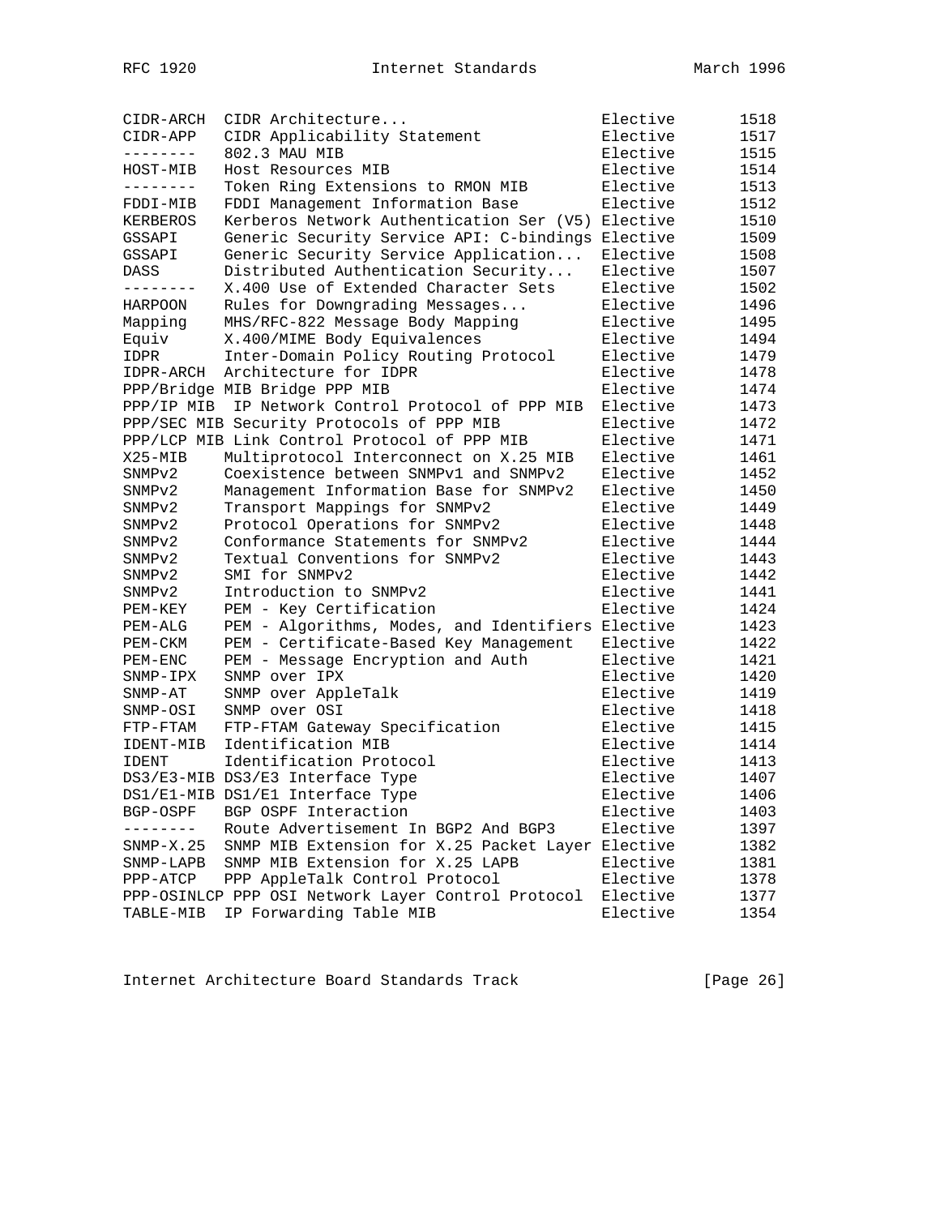| | | | |
|---|---|---|---|
| CIDR-ARCH | CIDR Architecture... | Elective | 1518 |
| CIDR-APP | CIDR Applicability Statement | Elective | 1517 |
| -------- | 802.3 MAU MIB | Elective | 1515 |
| HOST-MIB | Host Resources MIB | Elective | 1514 |
| -------- | Token Ring Extensions to RMON MIB | Elective | 1513 |
| FDDI-MIB | FDDI Management Information Base | Elective | 1512 |
| KERBEROS | Kerberos Network Authentication Ser (V5) | Elective | 1510 |
| GSSAPI | Generic Security Service API: C-bindings | Elective | 1509 |
| GSSAPI | Generic Security Service Application... | Elective | 1508 |
| DASS | Distributed Authentication Security... | Elective | 1507 |
| -------- | X.400 Use of Extended Character Sets | Elective | 1502 |
| HARPOON | Rules for Downgrading Messages... | Elective | 1496 |
| Mapping | MHS/RFC-822 Message Body Mapping | Elective | 1495 |
| Equiv | X.400/MIME Body Equivalences | Elective | 1494 |
| IDPR | Inter-Domain Policy Routing Protocol | Elective | 1479 |
| IDPR-ARCH | Architecture for IDPR | Elective | 1478 |
| PPP/Bridge MIB | Bridge PPP MIB | Elective | 1474 |
| PPP/IP MIB | IP Network Control Protocol of PPP MIB | Elective | 1473 |
| PPP/SEC MIB | Security Protocols of PPP MIB | Elective | 1472 |
| PPP/LCP MIB | Link Control Protocol of PPP MIB | Elective | 1471 |
| X25-MIB | Multiprotocol Interconnect on X.25 MIB | Elective | 1461 |
| SNMPv2 | Coexistence between SNMPv1 and SNMPv2 | Elective | 1452 |
| SNMPv2 | Management Information Base for SNMPv2 | Elective | 1450 |
| SNMPv2 | Transport Mappings for SNMPv2 | Elective | 1449 |
| SNMPv2 | Protocol Operations for SNMPv2 | Elective | 1448 |
| SNMPv2 | Conformance Statements for SNMPv2 | Elective | 1444 |
| SNMPv2 | Textual Conventions for SNMPv2 | Elective | 1443 |
| SNMPv2 | SMI for SNMPv2 | Elective | 1442 |
| SNMPv2 | Introduction to SNMPv2 | Elective | 1441 |
| PEM-KEY | PEM - Key Certification | Elective | 1424 |
| PEM-ALG | PEM - Algorithms, Modes, and Identifiers | Elective | 1423 |
| PEM-CKM | PEM - Certificate-Based Key Management | Elective | 1422 |
| PEM-ENC | PEM - Message Encryption and Auth | Elective | 1421 |
| SNMP-IPX | SNMP over IPX | Elective | 1420 |
| SNMP-AT | SNMP over AppleTalk | Elective | 1419 |
| SNMP-OSI | SNMP over OSI | Elective | 1418 |
| FTP-FTAM | FTP-FTAM Gateway Specification | Elective | 1415 |
| IDENT-MIB | Identification MIB | Elective | 1414 |
| IDENT | Identification Protocol | Elective | 1413 |
| DS3/E3-MIB | DS3/E3 Interface Type | Elective | 1407 |
| DS1/E1-MIB | DS1/E1 Interface Type | Elective | 1406 |
| BGP-OSPF | BGP OSPF Interaction | Elective | 1403 |
| -------- | Route Advertisement In BGP2 And BGP3 | Elective | 1397 |
| SNMP-X.25 | SNMP MIB Extension for X.25 Packet Layer | Elective | 1382 |
| SNMP-LAPB | SNMP MIB Extension for X.25 LAPB | Elective | 1381 |
| PPP-ATCP | PPP AppleTalk Control Protocol | Elective | 1378 |
| PPP-OSINLCP | PPP OSI Network Layer Control Protocol | Elective | 1377 |
| TABLE-MIB | IP Forwarding Table MIB | Elective | 1354 |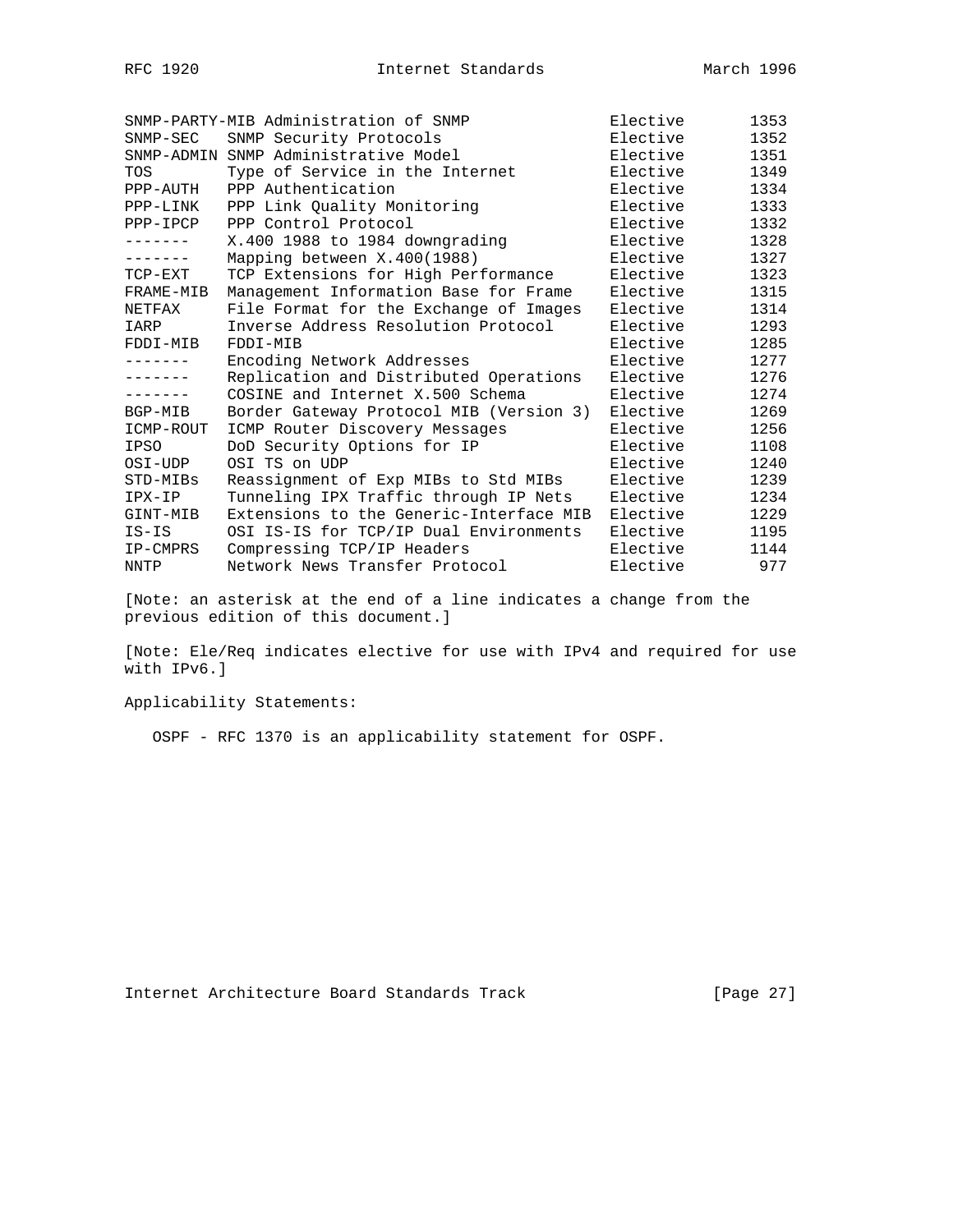| | | | |
|---|---|---|---|
| SNMP-PARTY-MIB | Administration of SNMP | Elective | 1353 |
| SNMP-SEC | SNMP Security Protocols | Elective | 1352 |
| SNMP-ADMIN | SNMP Administrative Model | Elective | 1351 |
| TOS | Type of Service in the Internet | Elective | 1349 |
| PPP-AUTH | PPP Authentication | Elective | 1334 |
| PPP-LINK | PPP Link Quality Monitoring | Elective | 1333 |
| PPP-IPCP | PPP Control Protocol | Elective | 1332 |
| ------- | X.400 1988 to 1984 downgrading | Elective | 1328 |
| ------- | Mapping between X.400(1988) | Elective | 1327 |
| TCP-EXT | TCP Extensions for High Performance | Elective | 1323 |
| FRAME-MIB | Management Information Base for Frame | Elective | 1315 |
| NETFAX | File Format for the Exchange of Images | Elective | 1314 |
| IARP | Inverse Address Resolution Protocol | Elective | 1293 |
| FDDI-MIB | FDDI-MIB | Elective | 1285 |
| ------- | Encoding Network Addresses | Elective | 1277 |
| ------- | Replication and Distributed Operations | Elective | 1276 |
| ------- | COSINE and Internet X.500 Schema | Elective | 1274 |
| BGP-MIB | Border Gateway Protocol MIB (Version 3) | Elective | 1269 |
| ICMP-ROUT | ICMP Router Discovery Messages | Elective | 1256 |
| IPSO | DoD Security Options for IP | Elective | 1108 |
| OSI-UDP | OSI TS on UDP | Elective | 1240 |
| STD-MIBs | Reassignment of Exp MIBs to Std MIBs | Elective | 1239 |
| IPX-IP | Tunneling IPX Traffic through IP Nets | Elective | 1234 |
| GINT-MIB | Extensions to the Generic-Interface MIB | Elective | 1229 |
| IS-IS | OSI IS-IS for TCP/IP Dual Environments | Elective | 1195 |
| IP-CMPRS | Compressing TCP/IP Headers | Elective | 1144 |
| NNTP | Network News Transfer Protocol | Elective | 977 |

[Note: an asterisk at the end of a line indicates a change from the previous edition of this document.]

[Note: Ele/Req indicates elective for use with IPv4 and required for use with IPv6.]

Applicability Statements:

OSPF - RFC 1370 is an applicability statement for OSPF.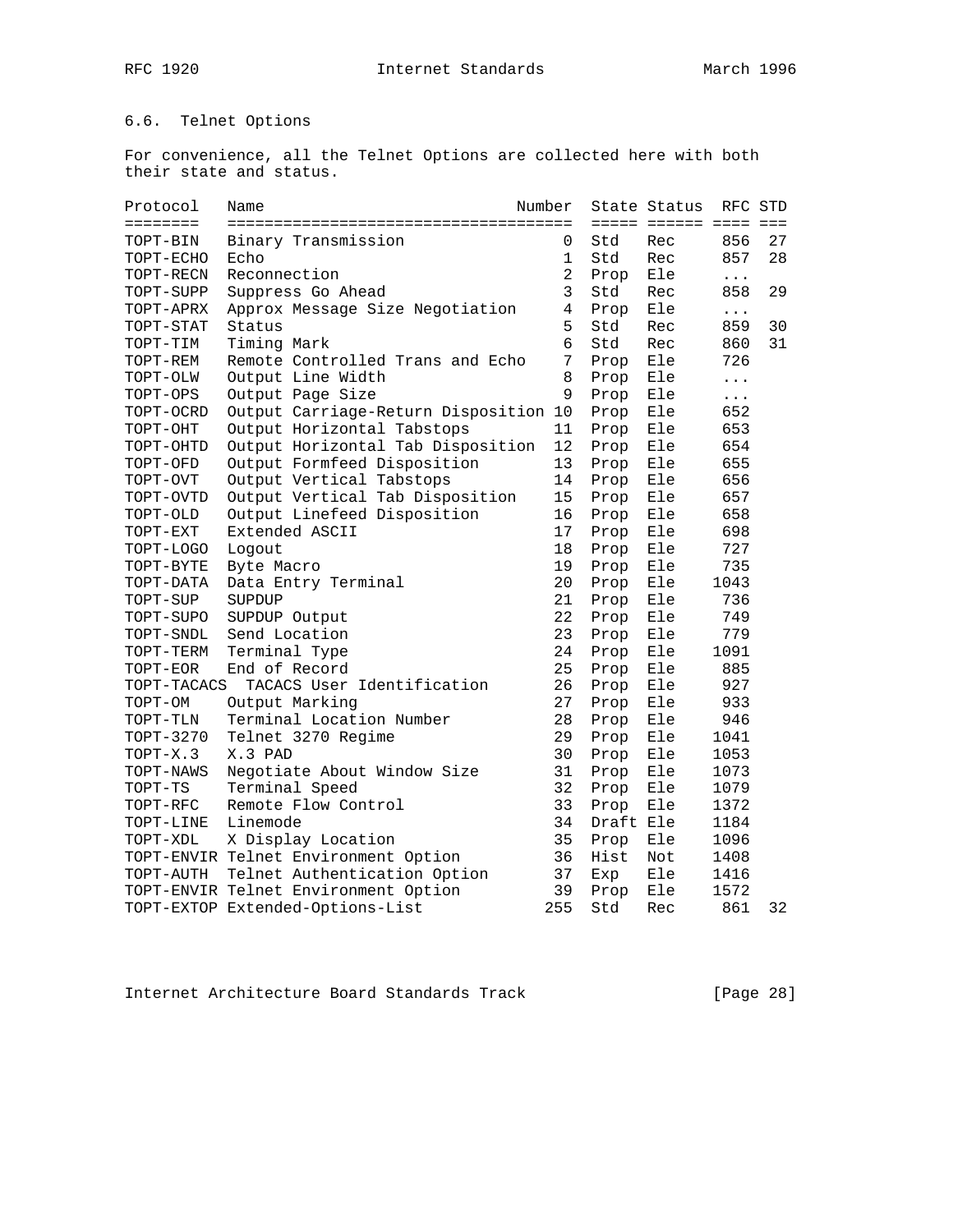## 6.6. Telnet Options

For convenience, all the Telnet Options are collected here with both their state and status.

| Protocol | Name | Number | State | Status | RFC | STD |
|---|---|---|---|---|---|---|
| TOPT-BIN | Binary Transmission | 0 | Std | Rec | 856 | 27 |
| TOPT-ECHO | Echo | 1 | Std | Rec | 857 | 28 |
| TOPT-RECN | Reconnection | 2 | Prop | Ele | ... | |
| TOPT-SUPP | Suppress Go Ahead | 3 | Std | Rec | 858 | 29 |
| TOPT-APRX | Approx Message Size Negotiation | 4 | Prop | Ele | ... | |
| TOPT-STAT | Status | 5 | Std | Rec | 859 | 30 |
| TOPT-TIM | Timing Mark | 6 | Std | Rec | 860 | 31 |
| TOPT-REM | Remote Controlled Trans and Echo | 7 | Prop | Ele | 726 | |
| TOPT-OLW | Output Line Width | 8 | Prop | Ele | ... | |
| TOPT-OPS | Output Page Size | 9 | Prop | Ele | ... | |
| TOPT-OCRD | Output Carriage-Return Disposition | 10 | Prop | Ele | 652 | |
| TOPT-OHT | Output Horizontal Tabstops | 11 | Prop | Ele | 653 | |
| TOPT-OHTD | Output Horizontal Tab Disposition | 12 | Prop | Ele | 654 | |
| TOPT-OFD | Output Formfeed Disposition | 13 | Prop | Ele | 655 | |
| TOPT-OVT | Output Vertical Tabstops | 14 | Prop | Ele | 656 | |
| TOPT-OVTD | Output Vertical Tab Disposition | 15 | Prop | Ele | 657 | |
| TOPT-OLD | Output Linefeed Disposition | 16 | Prop | Ele | 658 | |
| TOPT-EXT | Extended ASCII | 17 | Prop | Ele | 698 | |
| TOPT-LOGO | Logout | 18 | Prop | Ele | 727 | |
| TOPT-BYTE | Byte Macro | 19 | Prop | Ele | 735 | |
| TOPT-DATA | Data Entry Terminal | 20 | Prop | Ele | 1043 | |
| TOPT-SUP | SUPDUP | 21 | Prop | Ele | 736 | |
| TOPT-SUPO | SUPDUP Output | 22 | Prop | Ele | 749 | |
| TOPT-SNDL | Send Location | 23 | Prop | Ele | 779 | |
| TOPT-TERM | Terminal Type | 24 | Prop | Ele | 1091 | |
| TOPT-EOR | End of Record | 25 | Prop | Ele | 885 | |
| TOPT-TACACS | TACACS User Identification | 26 | Prop | Ele | 927 | |
| TOPT-OM | Output Marking | 27 | Prop | Ele | 933 | |
| TOPT-TLN | Terminal Location Number | 28 | Prop | Ele | 946 | |
| TOPT-3270 | Telnet 3270 Regime | 29 | Prop | Ele | 1041 | |
| TOPT-X.3 | X.3 PAD | 30 | Prop | Ele | 1053 | |
| TOPT-NAWS | Negotiate About Window Size | 31 | Prop | Ele | 1073 | |
| TOPT-TS | Terminal Speed | 32 | Prop | Ele | 1079 | |
| TOPT-RFC | Remote Flow Control | 33 | Prop | Ele | 1372 | |
| TOPT-LINE | Linemode | 34 | Draft | Ele | 1184 | |
| TOPT-XDL | X Display Location | 35 | Prop | Ele | 1096 | |
| TOPT-ENVIR | Telnet Environment Option | 36 | Hist | Not | 1408 | |
| TOPT-AUTH | Telnet Authentication Option | 37 | Exp | Ele | 1416 | |
| TOPT-ENVIR | Telnet Environment Option | 39 | Prop | Ele | 1572 | |
| TOPT-EXTOP | Extended-Options-List | 255 | Std | Rec | 861 | 32 |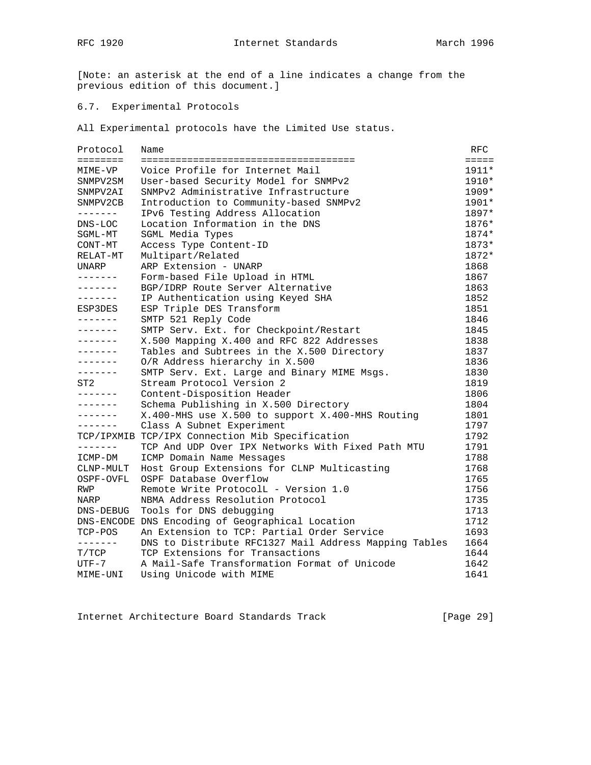[Note: an asterisk at the end of a line indicates a change from the previous edition of this document.]

## 6.7. Experimental Protocols

All Experimental protocols have the Limited Use status.

| Protocol | Name | RFC |
|---|---|---|
| MIME-VP | Voice Profile for Internet Mail | 1911* |
| SNMPV2SM | User-based Security Model for SNMPv2 | 1910* |
| SNMPV2AI | SNMPv2 Administrative Infrastructure | 1909* |
| SNMPV2CB | Introduction to Community-based SNMPv2 | 1901* |
| ------- | IPv6 Testing Address Allocation | 1897* |
| DNS-LOC | Location Information in the DNS | 1876* |
| SGML-MT | SGML Media Types | 1874* |
| CONT-MT | Access Type Content-ID | 1873* |
| RELAT-MT | Multipart/Related | 1872* |
| UNARP | ARP Extension - UNARP | 1868 |
| ------- | Form-based File Upload in HTML | 1867 |
| ------- | BGP/IDRP Route Server Alternative | 1863 |
| ------- | IP Authentication using Keyed SHA | 1852 |
| ESP3DES | ESP Triple DES Transform | 1851 |
| ------- | SMTP 521 Reply Code | 1846 |
| ------- | SMTP Serv. Ext. for Checkpoint/Restart | 1845 |
| ------- | X.500 Mapping X.400 and RFC 822 Addresses | 1838 |
| ------- | Tables and Subtrees in the X.500 Directory | 1837 |
| ------- | O/R Address hierarchy in X.500 | 1836 |
| ------- | SMTP Serv. Ext. Large and Binary MIME Msgs. | 1830 |
| ST2 | Stream Protocol Version 2 | 1819 |
| ------- | Content-Disposition Header | 1806 |
| ------- | Schema Publishing in X.500 Directory | 1804 |
| ------- | X.400-MHS use X.500 to support X.400-MHS Routing | 1801 |
| ------- | Class A Subnet Experiment | 1797 |
| TCP/IPXMIB | TCP/IPX Connection Mib Specification | 1792 |
| ------- | TCP And UDP Over IPX Networks With Fixed Path MTU | 1791 |
| ICMP-DM | ICMP Domain Name Messages | 1788 |
| CLNP-MULT | Host Group Extensions for CLNP Multicasting | 1768 |
| OSPF-OVFL | OSPF Database Overflow | 1765 |
| RWP | Remote Write ProtocolL - Version 1.0 | 1756 |
| NARP | NBMA Address Resolution Protocol | 1735 |
| DNS-DEBUG | Tools for DNS debugging | 1713 |
| DNS-ENCODE | DNS Encoding of Geographical Location | 1712 |
| TCP-POS | An Extension to TCP: Partial Order Service | 1693 |
| ------- | DNS to Distribute RFC1327 Mail Address Mapping Tables | 1664 |
| T/TCP | TCP Extensions for Transactions | 1644 |
| UTF-7 | A Mail-Safe Transformation Format of Unicode | 1642 |
| MIME-UNI | Using Unicode with MIME | 1641 |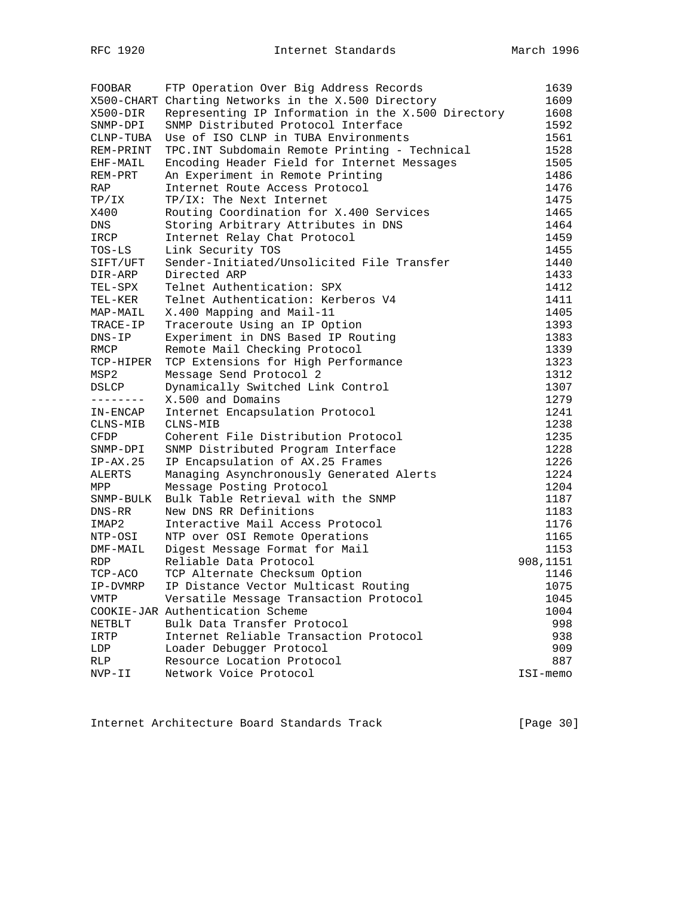| | | |
|---|---|---|
| FOOBAR | FTP Operation Over Big Address Records | 1639 |
| X500-CHART | Charting Networks in the X.500 Directory | 1609 |
| X500-DIR | Representing IP Information in the X.500 Directory | 1608 |
| SNMP-DPI | SNMP Distributed Protocol Interface | 1592 |
| CLNP-TUBA | Use of ISO CLNP in TUBA Environments | 1561 |
| REM-PRINT | TPC.INT Subdomain Remote Printing - Technical | 1528 |
| EHF-MAIL | Encoding Header Field for Internet Messages | 1505 |
| REM-PRT | An Experiment in Remote Printing | 1486 |
| RAP | Internet Route Access Protocol | 1476 |
| TP/IX | TP/IX: The Next Internet | 1475 |
| X400 | Routing Coordination for X.400 Services | 1465 |
| DNS | Storing Arbitrary Attributes in DNS | 1464 |
| IRCP | Internet Relay Chat Protocol | 1459 |
| TOS-LS | Link Security TOS | 1455 |
| SIFT/UFT | Sender-Initiated/Unsolicited File Transfer | 1440 |
| DIR-ARP | Directed ARP | 1433 |
| TEL-SPX | Telnet Authentication: SPX | 1412 |
| TEL-KER | Telnet Authentication: Kerberos V4 | 1411 |
| MAP-MAIL | X.400 Mapping and Mail-11 | 1405 |
| TRACE-IP | Traceroute Using an IP Option | 1393 |
| DNS-IP | Experiment in DNS Based IP Routing | 1383 |
| RMCP | Remote Mail Checking Protocol | 1339 |
| TCP-HIPER | TCP Extensions for High Performance | 1323 |
| MSP2 | Message Send Protocol 2 | 1312 |
| DSLCP | Dynamically Switched Link Control | 1307 |
| -------- | X.500 and Domains | 1279 |
| IN-ENCAP | Internet Encapsulation Protocol | 1241 |
| CLNS-MIB | CLNS-MIB | 1238 |
| CFDP | Coherent File Distribution Protocol | 1235 |
| SNMP-DPI | SNMP Distributed Program Interface | 1228 |
| IP-AX.25 | IP Encapsulation of AX.25 Frames | 1226 |
| ALERTS | Managing Asynchronously Generated Alerts | 1224 |
| MPP | Message Posting Protocol | 1204 |
| SNMP-BULK | Bulk Table Retrieval with the SNMP | 1187 |
| DNS-RR | New DNS RR Definitions | 1183 |
| IMAP2 | Interactive Mail Access Protocol | 1176 |
| NTP-OSI | NTP over OSI Remote Operations | 1165 |
| DMF-MAIL | Digest Message Format for Mail | 1153 |
| RDP | Reliable Data Protocol | 908,1151 |
| TCP-ACO | TCP Alternate Checksum Option | 1146 |
| IP-DVMRP | IP Distance Vector Multicast Routing | 1075 |
| VMTP | Versatile Message Transaction Protocol | 1045 |
| COOKIE-JAR | Authentication Scheme | 1004 |
| NETBLT | Bulk Data Transfer Protocol | 998 |
| IRTP | Internet Reliable Transaction Protocol | 938 |
| LDP | Loader Debugger Protocol | 909 |
| RLP | Resource Location Protocol | 887 |
| NVP-II | Network Voice Protocol | ISI-memo |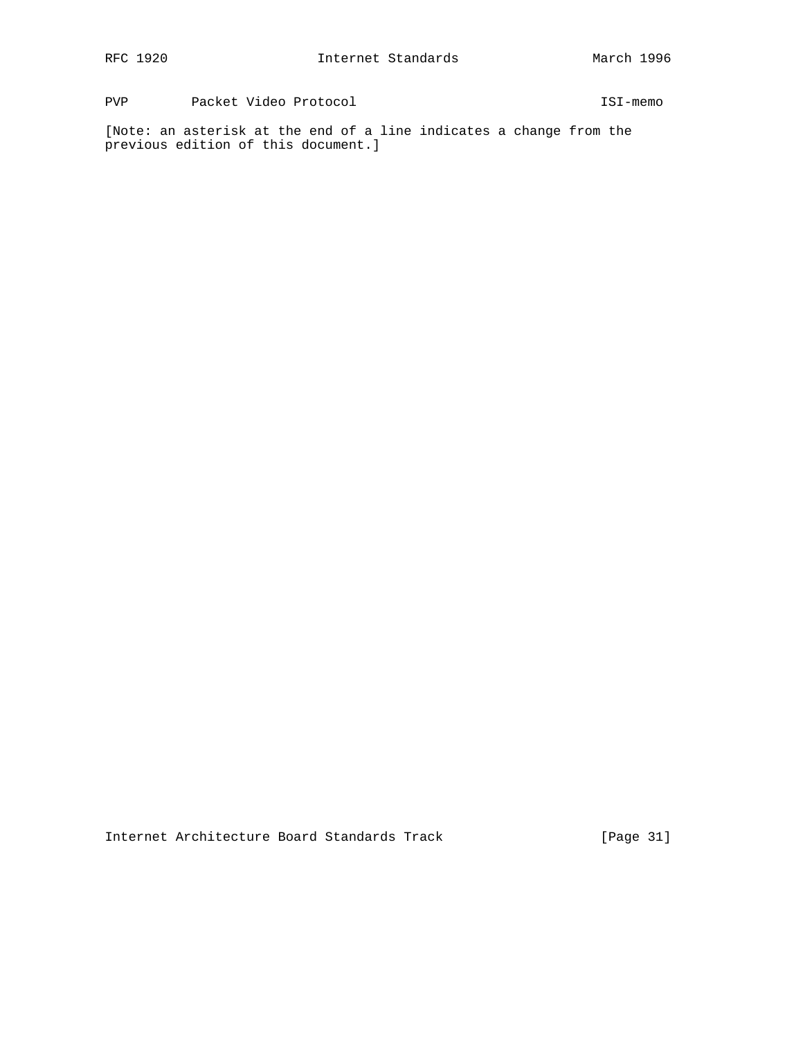PVP        Packet Video Protocol                              ISI-memo

[Note: an asterisk at the end of a line indicates a change from the previous edition of this document.]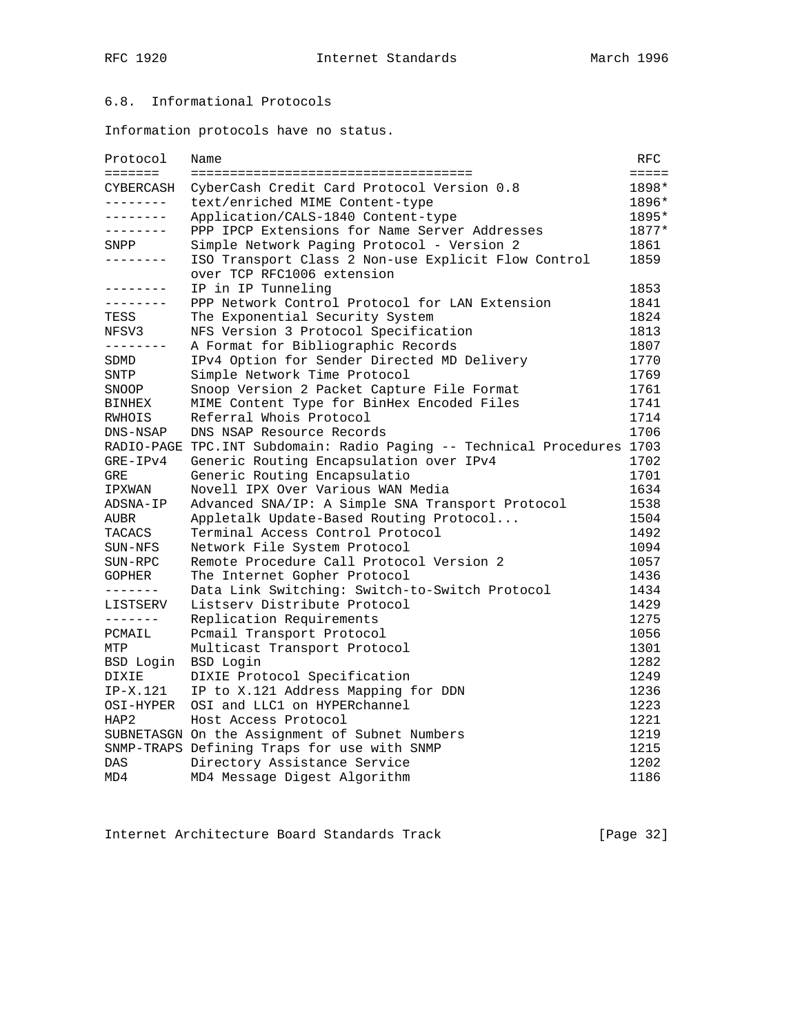## 6.8. Informational Protocols

Information protocols have no status.

| Protocol | Name | RFC |
|---|---|---|
| CYBERCASH | CyberCash Credit Card Protocol Version 0.8 | 1898* |
| -------- | text/enriched MIME Content-type | 1896* |
| -------- | Application/CALS-1840 Content-type | 1895* |
| -------- | PPP IPCP Extensions for Name Server Addresses | 1877* |
| SNPP | Simple Network Paging Protocol - Version 2 | 1861 |
| -------- | ISO Transport Class 2 Non-use Explicit Flow Control over TCP RFC1006 extension | 1859 |
| -------- | IP in IP Tunneling | 1853 |
| -------- | PPP Network Control Protocol for LAN Extension | 1841 |
| TESS | The Exponential Security System | 1824 |
| NFSV3 | NFS Version 3 Protocol Specification | 1813 |
| -------- | A Format for Bibliographic Records | 1807 |
| SDMD | IPv4 Option for Sender Directed MD Delivery | 1770 |
| SNTP | Simple Network Time Protocol | 1769 |
| SNOOP | Snoop Version 2 Packet Capture File Format | 1761 |
| BINHEX | MIME Content Type for BinHex Encoded Files | 1741 |
| RWHOIS | Referral Whois Protocol | 1714 |
| DNS-NSAP | DNS NSAP Resource Records | 1706 |
| RADIO-PAGE | TPC.INT Subdomain: Radio Paging -- Technical Procedures | 1703 |
| GRE-IPv4 | Generic Routing Encapsulation over IPv4 | 1702 |
| GRE | Generic Routing Encapsulatio | 1701 |
| IPXWAN | Novell IPX Over Various WAN Media | 1634 |
| ADSNA-IP | Advanced SNA/IP: A Simple SNA Transport Protocol | 1538 |
| AUBR | Appletalk Update-Based Routing Protocol... | 1504 |
| TACACS | Terminal Access Control Protocol | 1492 |
| SUN-NFS | Network File System Protocol | 1094 |
| SUN-RPC | Remote Procedure Call Protocol Version 2 | 1057 |
| GOPHER | The Internet Gopher Protocol | 1436 |
| ------- | Data Link Switching: Switch-to-Switch Protocol | 1434 |
| LISTSERV | Listserv Distribute Protocol | 1429 |
| ------- | Replication Requirements | 1275 |
| PCMAIL | Pcmail Transport Protocol | 1056 |
| MTP | Multicast Transport Protocol | 1301 |
| BSD Login | BSD Login | 1282 |
| DIXIE | DIXIE Protocol Specification | 1249 |
| IP-X.121 | IP to X.121 Address Mapping for DDN | 1236 |
| OSI-HYPER | OSI and LLC1 on HYPERchannel | 1223 |
| HAP2 | Host Access Protocol | 1221 |
| SUBNETASGN | On the Assignment of Subnet Numbers | 1219 |
| SNMP-TRAPS | Defining Traps for use with SNMP | 1215 |
| DAS | Directory Assistance Service | 1202 |
| MD4 | MD4 Message Digest Algorithm | 1186 |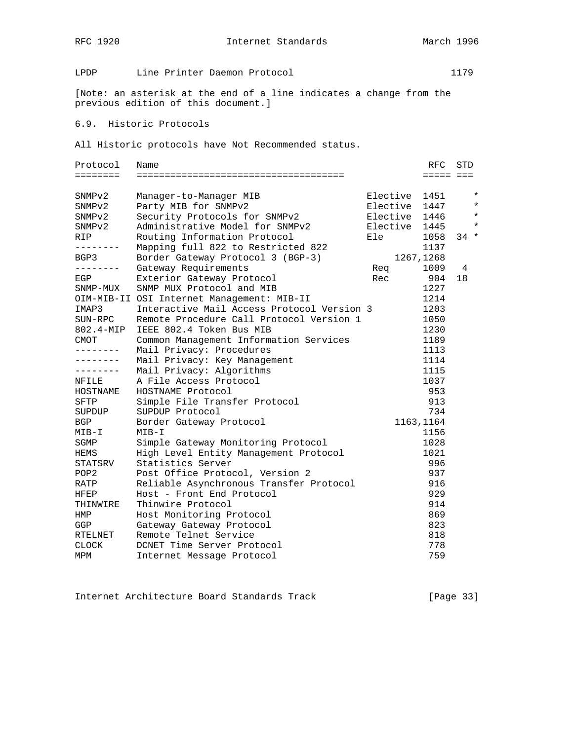| Protocol | Name | | RFC | STD |
|---|---|---|---|---|
| LPDP | Line Printer Daemon Protocol | | 1179 | |

[Note: an asterisk at the end of a line indicates a change from the previous edition of this document.]

## 6.9. Historic Protocols

All Historic protocols have Not Recommended status.

| Protocol | Name | | RFC | STD | |
|---|---|---|---|---|---|
| SNMPv2 | Manager-to-Manager MIB | Elective | 1451 | | * |
| SNMPv2 | Party MIB for SNMPv2 | Elective | 1447 | | * |
| SNMPv2 | Security Protocols for SNMPv2 | Elective | 1446 | | * |
| SNMPv2 | Administrative Model for SNMPv2 | Elective | 1445 | | * |
| RIP | Routing Information Protocol | Ele | 1058 | 34 | * |
| -------- | Mapping full 822 to Restricted 822 | | 1137 | | |
| BGP3 | Border Gateway Protocol 3 (BGP-3) | | 1267,1268 | | |
| -------- | Gateway Requirements | Req | 1009 | 4 | |
| EGP | Exterior Gateway Protocol | Rec | 904 | 18 | |
| SNMP-MUX | SNMP MUX Protocol and MIB | | 1227 | | |
| OIM-MIB-II | OSI Internet Management: MIB-II | | 1214 | | |
| IMAP3 | Interactive Mail Access Protocol Version 3 | | 1203 | | |
| SUN-RPC | Remote Procedure Call Protocol Version 1 | | 1050 | | |
| 802.4-MIP | IEEE 802.4 Token Bus MIB | | 1230 | | |
| CMOT | Common Management Information Services | | 1189 | | |
| -------- | Mail Privacy: Procedures | | 1113 | | |
| -------- | Mail Privacy: Key Management | | 1114 | | |
| -------- | Mail Privacy: Algorithms | | 1115 | | |
| NFILE | A File Access Protocol | | 1037 | | |
| HOSTNAME | HOSTNAME Protocol | | 953 | | |
| SFTP | Simple File Transfer Protocol | | 913 | | |
| SUPDUP | SUPDUP Protocol | | 734 | | |
| BGP | Border Gateway Protocol | | 1163,1164 | | |
| MIB-I | MIB-I | | 1156 | | |
| SGMP | Simple Gateway Monitoring Protocol | | 1028 | | |
| HEMS | High Level Entity Management Protocol | | 1021 | | |
| STATSRV | Statistics Server | | 996 | | |
| POP2 | Post Office Protocol, Version 2 | | 937 | | |
| RATP | Reliable Asynchronous Transfer Protocol | | 916 | | |
| HFEP | Host - Front End Protocol | | 929 | | |
| THINWIRE | Thinwire Protocol | | 914 | | |
| HMP | Host Monitoring Protocol | | 869 | | |
| GGP | Gateway Gateway Protocol | | 823 | | |
| RTELNET | Remote Telnet Service | | 818 | | |
| CLOCK | DCNET Time Server Protocol | | 778 | | |
| MPM | Internet Message Protocol | | 759 | | |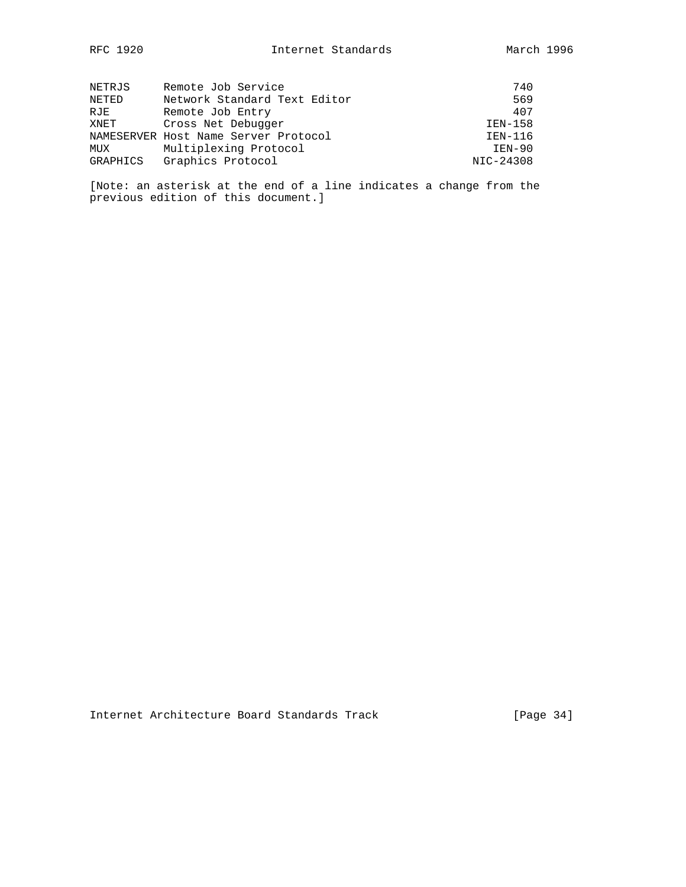| | | |
|---|---|---|
| NETRJS | Remote Job Service | 740 |
| NETED | Network Standard Text Editor | 569 |
| RJE | Remote Job Entry | 407 |
| XNET | Cross Net Debugger | IEN-158 |
| NAMESERVER | Host Name Server Protocol | IEN-116 |
| MUX | Multiplexing Protocol | IEN-90 |
| GRAPHICS | Graphics Protocol | NIC-24308 |

[Note: an asterisk at the end of a line indicates a change from the previous edition of this document.]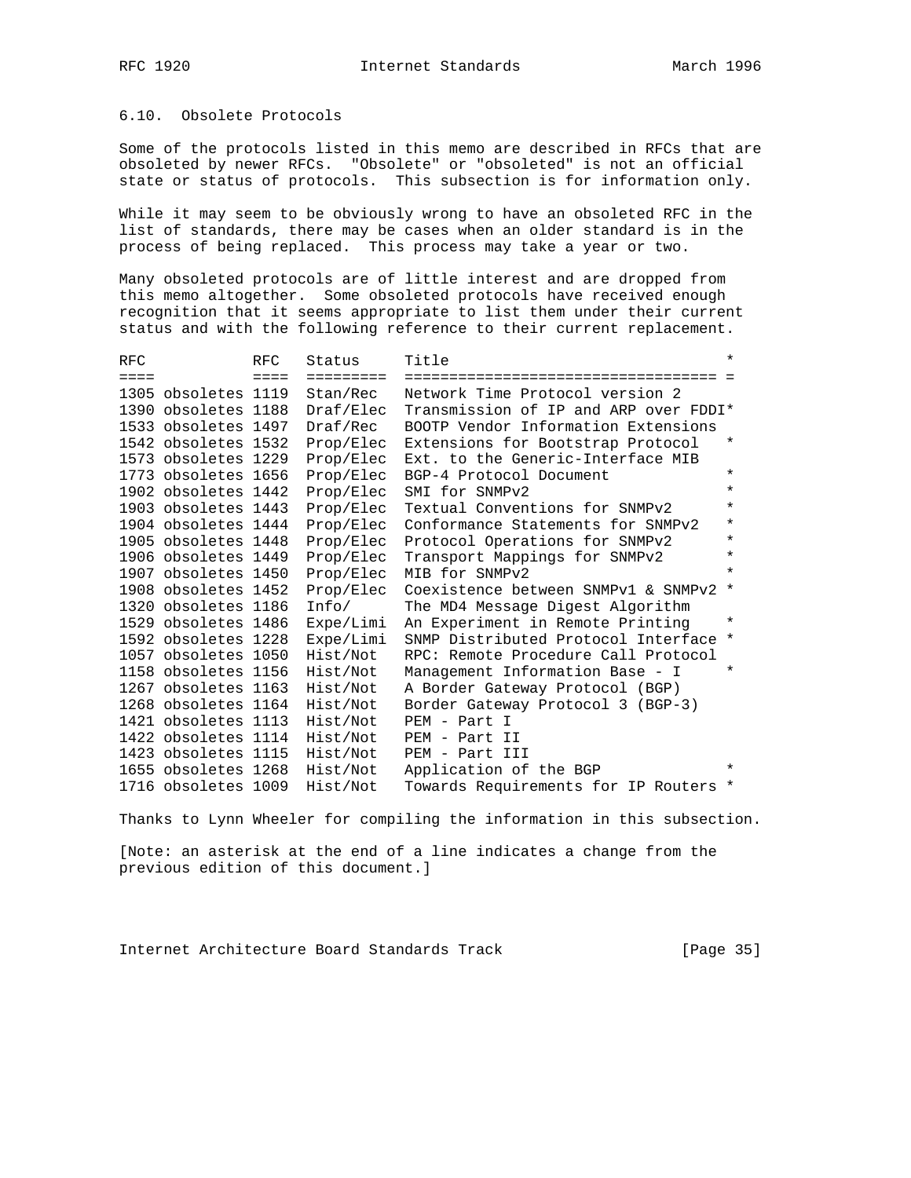## 6.10. Obsolete Protocols

Some of the protocols listed in this memo are described in RFCs that are obsoleted by newer RFCs. "Obsolete" or "obsoleted" is not an official state or status of protocols. This subsection is for information only.

While it may seem to be obviously wrong to have an obsoleted RFC in the list of standards, there may be cases when an older standard is in the process of being replaced. This process may take a year or two.

Many obsoleted protocols are of little interest and are dropped from this memo altogether. Some obsoleted protocols have received enough recognition that it seems appropriate to list them under their current status and with the following reference to their current replacement.

| RFC | RFC | Status | Title | * |
|---|---|---|---|---|
| 1305 obsoletes | 1119 | Stan/Rec | Network Time Protocol version 2 | |
| 1390 obsoletes | 1188 | Draf/Elec | Transmission of IP and ARP over FDDI | * |
| 1533 obsoletes | 1497 | Draf/Rec | BOOTP Vendor Information Extensions | |
| 1542 obsoletes | 1532 | Prop/Elec | Extensions for Bootstrap Protocol | * |
| 1573 obsoletes | 1229 | Prop/Elec | Ext. to the Generic-Interface MIB | |
| 1773 obsoletes | 1656 | Prop/Elec | BGP-4 Protocol Document | * |
| 1902 obsoletes | 1442 | Prop/Elec | SMI for SNMPv2 | * |
| 1903 obsoletes | 1443 | Prop/Elec | Textual Conventions for SNMPv2 | * |
| 1904 obsoletes | 1444 | Prop/Elec | Conformance Statements for SNMPv2 | * |
| 1905 obsoletes | 1448 | Prop/Elec | Protocol Operations for SNMPv2 | * |
| 1906 obsoletes | 1449 | Prop/Elec | Transport Mappings for SNMPv2 | * |
| 1907 obsoletes | 1450 | Prop/Elec | MIB for SNMPv2 | * |
| 1908 obsoletes | 1452 | Prop/Elec | Coexistence between SNMPv1 & SNMPv2 | * |
| 1320 obsoletes | 1186 | Info/ | The MD4 Message Digest Algorithm | |
| 1529 obsoletes | 1486 | Expe/Limi | An Experiment in Remote Printing | * |
| 1592 obsoletes | 1228 | Expe/Limi | SNMP Distributed Protocol Interface | * |
| 1057 obsoletes | 1050 | Hist/Not | RPC: Remote Procedure Call Protocol | |
| 1158 obsoletes | 1156 | Hist/Not | Management Information Base - I | * |
| 1267 obsoletes | 1163 | Hist/Not | A Border Gateway Protocol (BGP) | |
| 1268 obsoletes | 1164 | Hist/Not | Border Gateway Protocol 3 (BGP-3) | |
| 1421 obsoletes | 1113 | Hist/Not | PEM - Part I | |
| 1422 obsoletes | 1114 | Hist/Not | PEM - Part II | |
| 1423 obsoletes | 1115 | Hist/Not | PEM - Part III | |
| 1655 obsoletes | 1268 | Hist/Not | Application of the BGP | * |
| 1716 obsoletes | 1009 | Hist/Not | Towards Requirements for IP Routers | * |

Thanks to Lynn Wheeler for compiling the information in this subsection.

[Note: an asterisk at the end of a line indicates a change from the previous edition of this document.]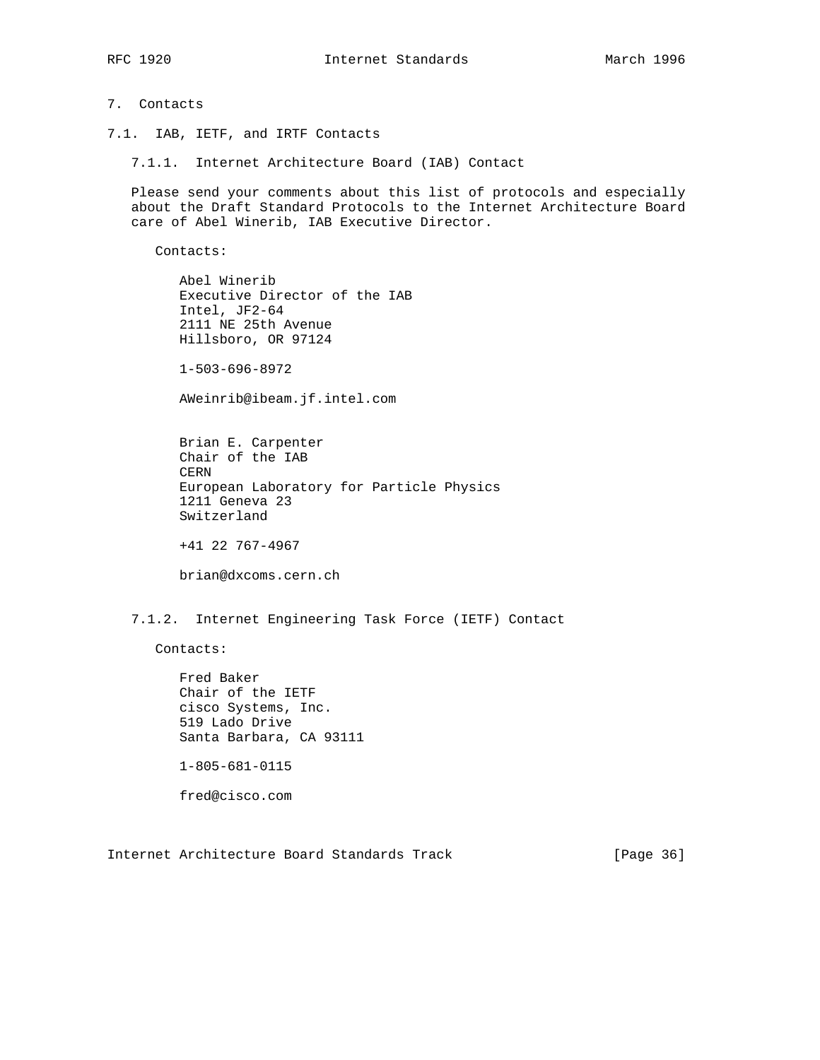# 7. Contacts

## 7.1. IAB, IETF, and IRTF Contacts

### 7.1.1. Internet Architecture Board (IAB) Contact

Please send your comments about this list of protocols and especially about the Draft Standard Protocols to the Internet Architecture Board care of Abel Winerib, IAB Executive Director.

Contacts:

Abel Winerib
Executive Director of the IAB
Intel, JF2-64
2111 NE 25th Avenue
Hillsboro, OR 97124

1-503-696-8972

AWeinrib@ibeam.jf.intel.com

Brian E. Carpenter
Chair of the IAB
CERN
European Laboratory for Particle Physics
1211 Geneva 23
Switzerland

+41 22 767-4967

brian@dxcoms.cern.ch

### 7.1.2. Internet Engineering Task Force (IETF) Contact

Contacts:

Fred Baker
Chair of the IETF
cisco Systems, Inc.
519 Lado Drive
Santa Barbara, CA 93111

1-805-681-0115

fred@cisco.com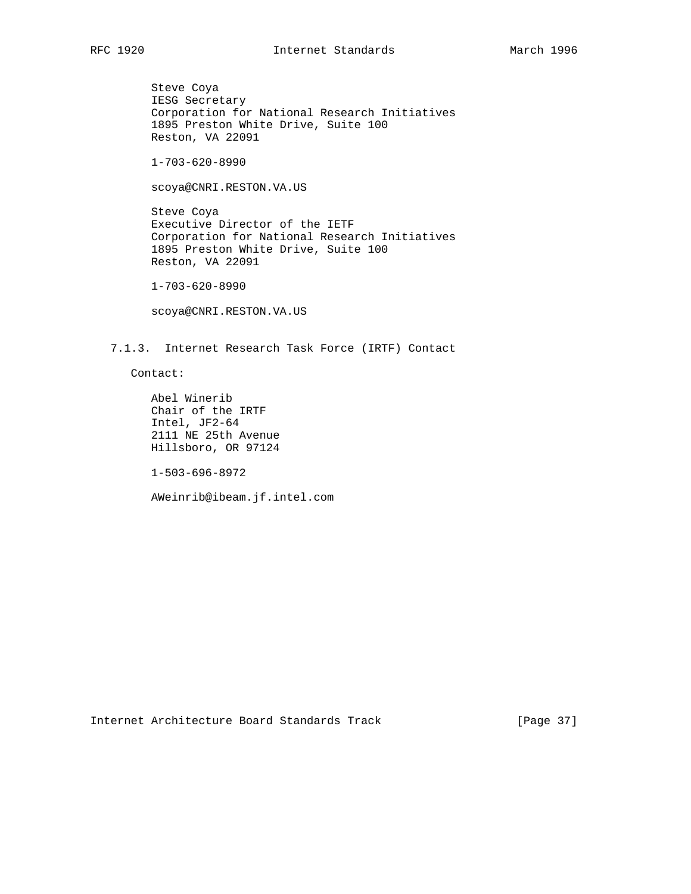Steve Coya
IESG Secretary
Corporation for National Research Initiatives
1895 Preston White Drive, Suite 100
Reston, VA 22091

1-703-620-8990

scoya@CNRI.RESTON.VA.US

Steve Coya
Executive Director of the IETF
Corporation for National Research Initiatives
1895 Preston White Drive, Suite 100
Reston, VA 22091

1-703-620-8990

scoya@CNRI.RESTON.VA.US

### 7.1.3. Internet Research Task Force (IRTF) Contact

Contact:

Abel Winerib
Chair of the IRTF
Intel, JF2-64
2111 NE 25th Avenue
Hillsboro, OR 97124

1-503-696-8972

AWeinrib@ibeam.jf.intel.com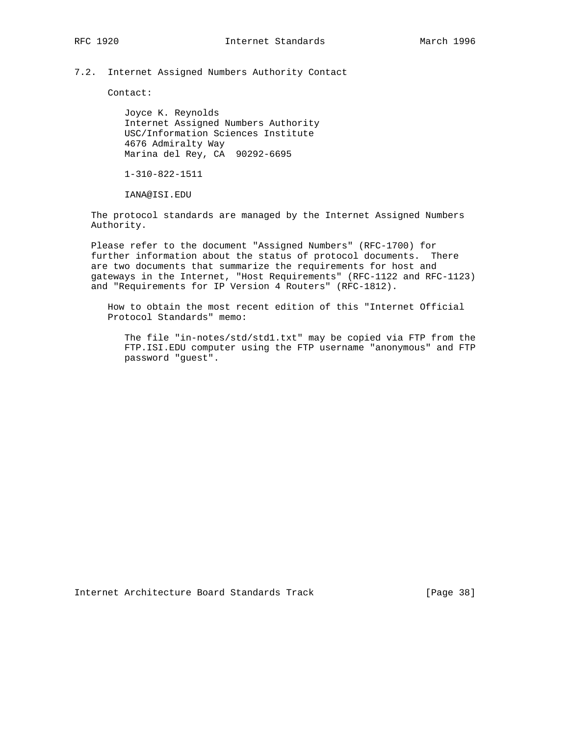## 7.2. Internet Assigned Numbers Authority Contact

Contact:

Joyce K. Reynolds
Internet Assigned Numbers Authority
USC/Information Sciences Institute
4676 Admiralty Way
Marina del Rey, CA  90292-6695

1-310-822-1511

IANA@ISI.EDU

The protocol standards are managed by the Internet Assigned Numbers Authority.

Please refer to the document "Assigned Numbers" (RFC-1700) for further information about the status of protocol documents. There are two documents that summarize the requirements for host and gateways in the Internet, "Host Requirements" (RFC-1122 and RFC-1123) and "Requirements for IP Version 4 Routers" (RFC-1812).

How to obtain the most recent edition of this "Internet Official Protocol Standards" memo:

The file "in-notes/std/std1.txt" may be copied via FTP from the FTP.ISI.EDU computer using the FTP username "anonymous" and FTP password "guest".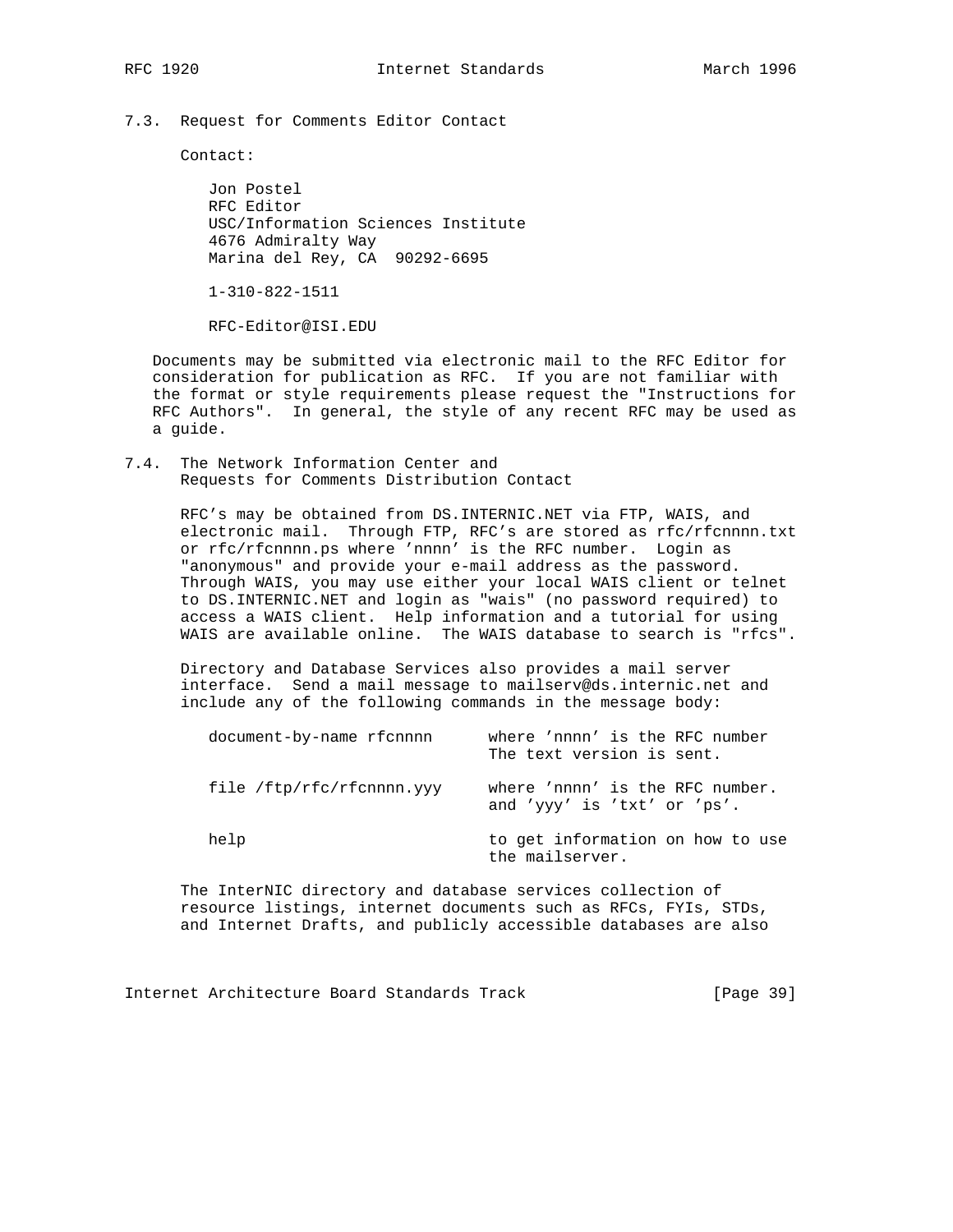### 7.3. Request for Comments Editor Contact

Contact:

Jon Postel
RFC Editor
USC/Information Sciences Institute
4676 Admiralty Way
Marina del Rey, CA 90292-6695

1-310-822-1511

RFC-Editor@ISI.EDU

Documents may be submitted via electronic mail to the RFC Editor for consideration for publication as RFC. If you are not familiar with the format or style requirements please request the "Instructions for RFC Authors". In general, the style of any recent RFC may be used as a guide.

### 7.4. The Network Information Center and Requests for Comments Distribution Contact

RFC's may be obtained from DS.INTERNIC.NET via FTP, WAIS, and electronic mail. Through FTP, RFC's are stored as rfc/rfcnnnn.txt or rfc/rfcnnnn.ps where 'nnnn' is the RFC number. Login as "anonymous" and provide your e-mail address as the password. Through WAIS, you may use either your local WAIS client or telnet to DS.INTERNIC.NET and login as "wais" (no password required) to access a WAIS client. Help information and a tutorial for using WAIS are available online. The WAIS database to search is "rfcs".

Directory and Database Services also provides a mail server interface. Send a mail message to mailserv@ds.internic.net and include any of the following commands in the message body:

```
document-by-name rfcnnnn      where 'nnnn' is the RFC number
                              The text version is sent.

file /ftp/rfc/rfcnnnn.yyy     where 'nnnn' is the RFC number.
                              and 'yyy' is 'txt' or 'ps'.

help                          to get information on how to use
                              the mailserver.
```

The InterNIC directory and database services collection of resource listings, internet documents such as RFCs, FYIs, STDs, and Internet Drafts, and publicly accessible databases are also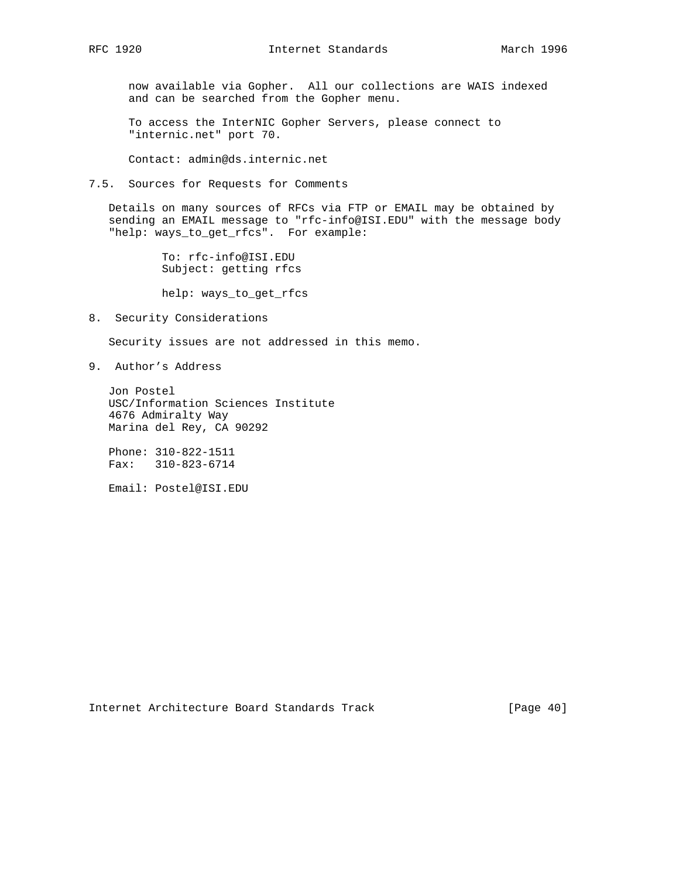now available via Gopher. All our collections are WAIS indexed and can be searched from the Gopher menu.

To access the InterNIC Gopher Servers, please connect to "internic.net" port 70.

Contact: admin@ds.internic.net

### 7.5. Sources for Requests for Comments

Details on many sources of RFCs via FTP or EMAIL may be obtained by sending an EMAIL message to "rfc-info@ISI.EDU" with the message body "help: ways_to_get_rfcs". For example:

```
To: rfc-info@ISI.EDU
Subject: getting rfcs

help: ways_to_get_rfcs
```

## 8. Security Considerations

Security issues are not addressed in this memo.

## 9. Author's Address

Jon Postel
USC/Information Sciences Institute
4676 Admiralty Way
Marina del Rey, CA 90292

Phone: 310-822-1511
Fax: 310-823-6714

Email: Postel@ISI.EDU